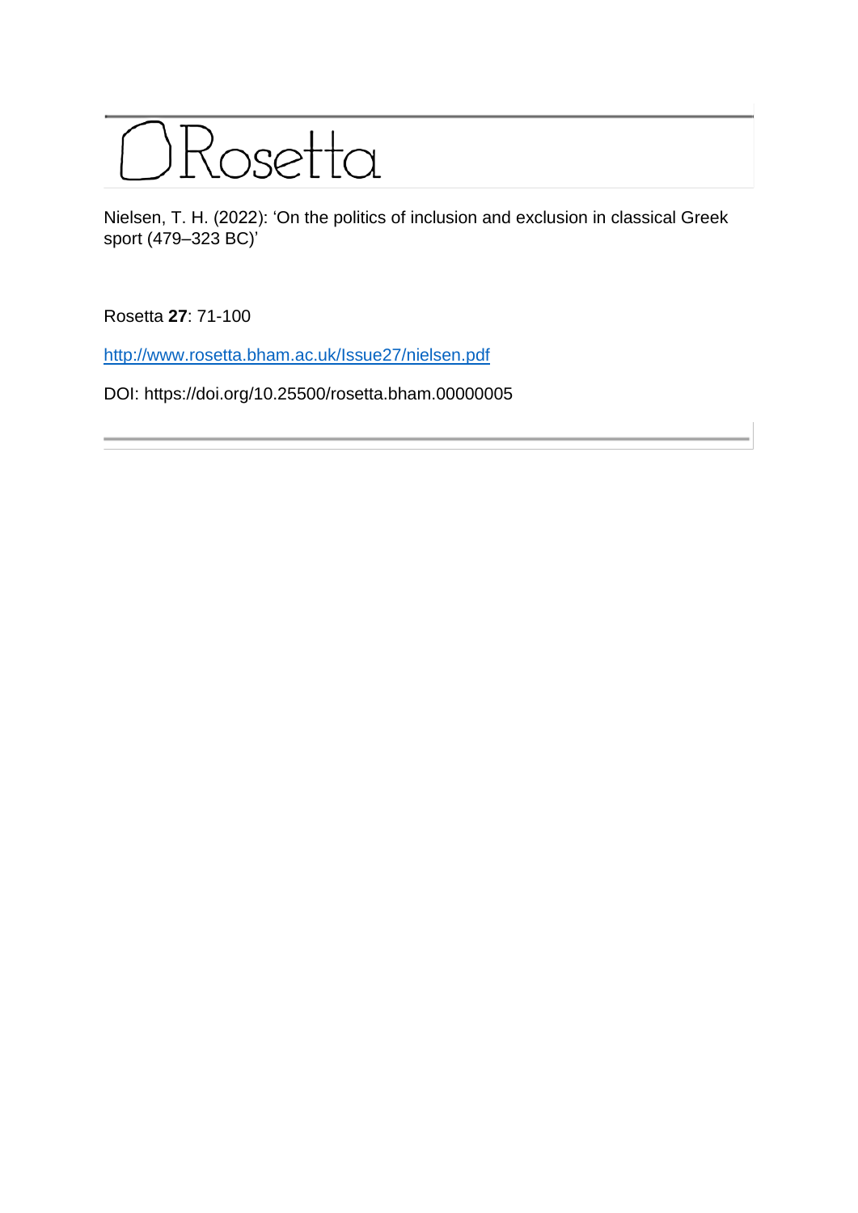# Rosetta

Nielsen, T. H. (2022): 'On the politics of inclusion and exclusion in classical Greek sport (479–323 BC)'

Rosetta **27**: 71-100

http://www.rosetta.bham.ac.uk/Issue27/nielsen.pdf

DOI: https://doi.org/10.25500/rosetta.bham.00000005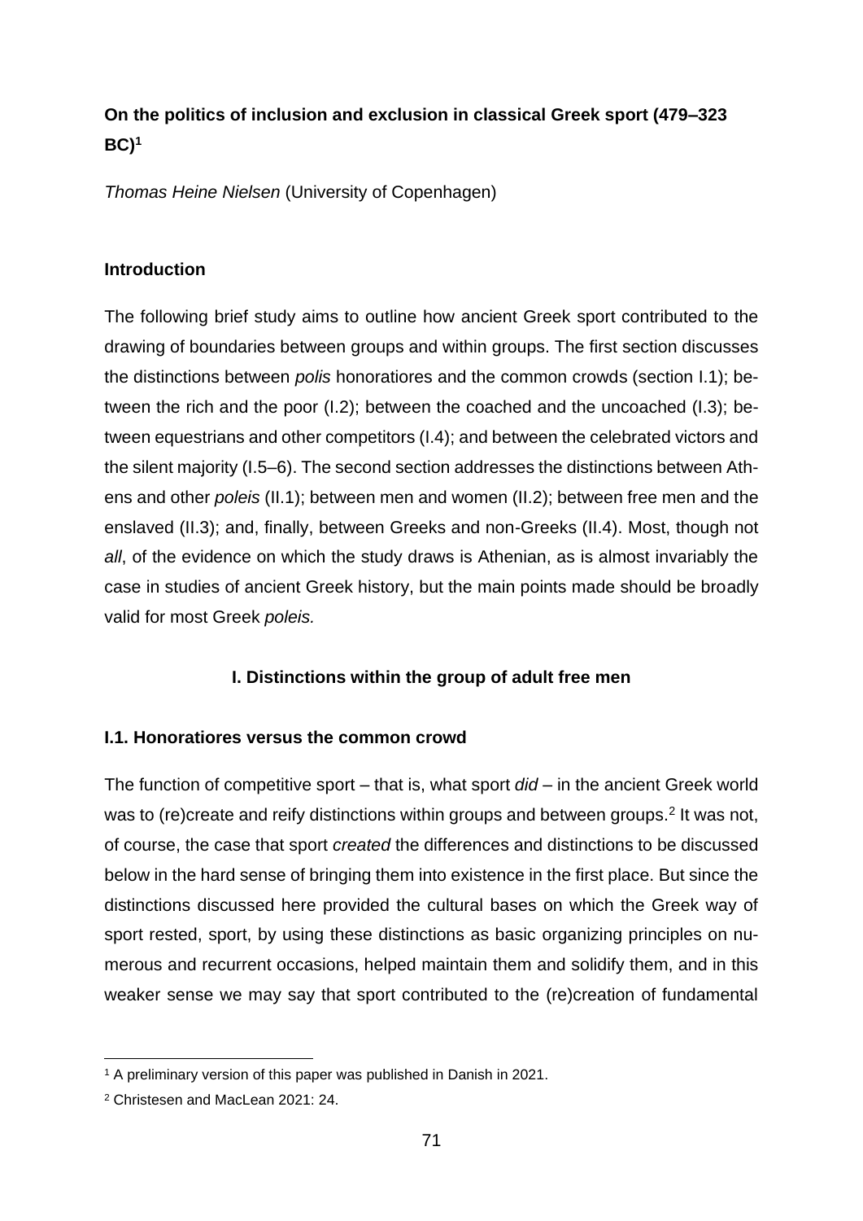## On the politics of inclusion and exclusion in classical Greek sport (479–323 BC)[1]

*Thomas Heine Nielsen* (University of Copenhagen)

### Introduction

The following brief study aims to outline how ancient Greek sport contributed to the drawing of boundaries between groups and within groups. The first section discusses the distinctions between *polis* honoratiores and the common crowds (section I.1); between the rich and the poor (I.2); between the coached and the uncoached (I.3); between equestrians and other competitors (I.4); and between the celebrated victors and the silent majority (I.5–6). The second section addresses the distinctions between Athens and other *poleis* (II.1); between men and women (II.2); between free men and the enslaved (II.3); and, finally, between Greeks and non-Greeks (II.4). Most, though not *all*, of the evidence on which the study draws is Athenian, as is almost invariably the case in studies of ancient Greek history, but the main points made should be broadly valid for most Greek *poleis.*

### I. Distinctions within the group of adult free men

#### I.1. Honoratiores versus the common crowd

The function of competitive sport – that is, what sport *did* – in the ancient Greek world was to (re)create and reify distinctions within groups and between groups.[2] It was not, of course, the case that sport *created* the differences and distinctions to be discussed below in the hard sense of bringing them into existence in the first place. But since the distinctions discussed here provided the cultural bases on which the Greek way of sport rested, sport, by using these distinctions as basic organizing principles on numerous and recurrent occasions, helped maintain them and solidify them, and in this weaker sense we may say that sport contributed to the (re)creation of fundamental

---

[1] A preliminary version of this paper was published in Danish in 2021.

[2] Christesen and MacLean 2021: 24.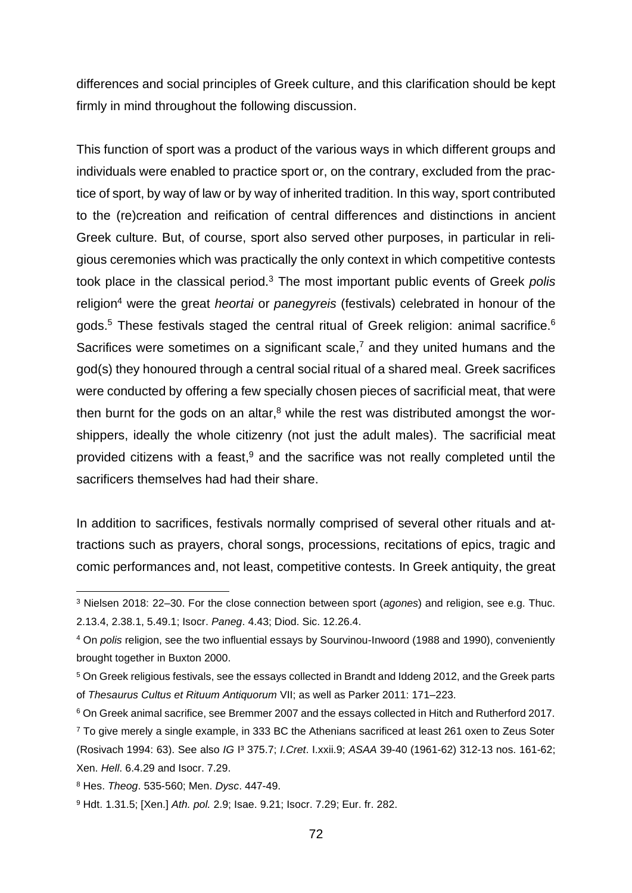differences and social principles of Greek culture, and this clarification should be kept firmly in mind throughout the following discussion.

This function of sport was a product of the various ways in which different groups and individuals were enabled to practice sport or, on the contrary, excluded from the practice of sport, by way of law or by way of inherited tradition. In this way, sport contributed to the (re)creation and reification of central differences and distinctions in ancient Greek culture. But, of course, sport also served other purposes, in particular in religious ceremonies which was practically the only context in which competitive contests took place in the classical period.[3] The most important public events of Greek *polis* religion[4] were the great *heortai* or *panegyreis* (festivals) celebrated in honour of the gods.[5] These festivals staged the central ritual of Greek religion: animal sacrifice.[6] Sacrifices were sometimes on a significant scale,[7] and they united humans and the god(s) they honoured through a central social ritual of a shared meal. Greek sacrifices were conducted by offering a few specially chosen pieces of sacrificial meat, that were then burnt for the gods on an altar,[8] while the rest was distributed amongst the worshippers, ideally the whole citizenry (not just the adult males). The sacrificial meat provided citizens with a feast,[9] and the sacrifice was not really completed until the sacrificers themselves had had their share.

In addition to sacrifices, festivals normally comprised of several other rituals and attractions such as prayers, choral songs, processions, recitations of epics, tragic and comic performances and, not least, competitive contests. In Greek antiquity, the great

---

[3] Nielsen 2018: 22–30. For the close connection between sport (*agones*) and religion, see e.g. Thuc. 2.13.4, 2.38.1, 5.49.1; Isocr. *Paneg*. 4.43; Diod. Sic. 12.26.4.

[4] On *polis* religion, see the two influential essays by Sourvinou-Inwoord (1988 and 1990), conveniently brought together in Buxton 2000.

[5] On Greek religious festivals, see the essays collected in Brandt and Iddeng 2012, and the Greek parts of *Thesaurus Cultus et Rituum Antiquorum* VII; as well as Parker 2011: 171–223.

[6] On Greek animal sacrifice, see Bremmer 2007 and the essays collected in Hitch and Rutherford 2017.

[7] To give merely a single example, in 333 BC the Athenians sacrificed at least 261 oxen to Zeus Soter (Rosivach 1994: 63). See also *IG* I³ 375.7; *I.Cret*. I.xxii.9; *ASAA* 39-40 (1961-62) 312-13 nos. 161-62; Xen. *Hell*. 6.4.29 and Isocr. 7.29.

[8] Hes. *Theog*. 535-560; Men. *Dysc*. 447-49.

[9] Hdt. 1.31.5; [Xen.] *Ath. pol.* 2.9; Isae. 9.21; Isocr. 7.29; Eur. fr. 282.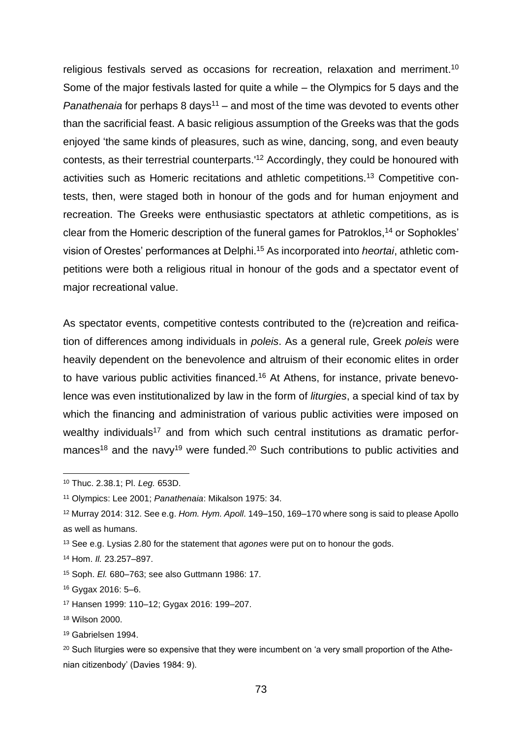religious festivals served as occasions for recreation, relaxation and merriment.[10] Some of the major festivals lasted for quite a while – the Olympics for 5 days and the *Panathenaia* for perhaps 8 days[11] – and most of the time was devoted to events other than the sacrificial feast. A basic religious assumption of the Greeks was that the gods enjoyed 'the same kinds of pleasures, such as wine, dancing, song, and even beauty contests, as their terrestrial counterparts.'[12] Accordingly, they could be honoured with activities such as Homeric recitations and athletic competitions.[13] Competitive contests, then, were staged both in honour of the gods and for human enjoyment and recreation. The Greeks were enthusiastic spectators at athletic competitions, as is clear from the Homeric description of the funeral games for Patroklos,[14] or Sophokles' vision of Orestes' performances at Delphi.[15] As incorporated into *heortai*, athletic competitions were both a religious ritual in honour of the gods and a spectator event of major recreational value.

As spectator events, competitive contests contributed to the (re)creation and reification of differences among individuals in *poleis*. As a general rule, Greek *poleis* were heavily dependent on the benevolence and altruism of their economic elites in order to have various public activities financed.[16] At Athens, for instance, private benevolence was even institutionalized by law in the form of *liturgies*, a special kind of tax by which the financing and administration of various public activities were imposed on wealthy individuals[17] and from which such central institutions as dramatic performances[18] and the navy[19] were funded.[20] Such contributions to public activities and

---

[10] Thuc. 2.38.1; Pl. *Leg.* 653D.

[11] Olympics: Lee 2001; *Panathenaia*: Mikalson 1975: 34.

[12] Murray 2014: 312. See e.g. *Hom. Hym. Apoll.* 149–150, 169–170 where song is said to please Apollo as well as humans.

[13] See e.g. Lysias 2.80 for the statement that *agones* were put on to honour the gods.

[14] Hom. *Il.* 23.257–897.

[15] Soph. *El.* 680–763; see also Guttmann 1986: 17.

[16] Gygax 2016: 5–6.

[17] Hansen 1999: 110–12; Gygax 2016: 199–207.

[18] Wilson 2000.

[19] Gabrielsen 1994.

[20] Such liturgies were so expensive that they were incumbent on 'a very small proportion of the Athenian citizenbody' (Davies 1984: 9).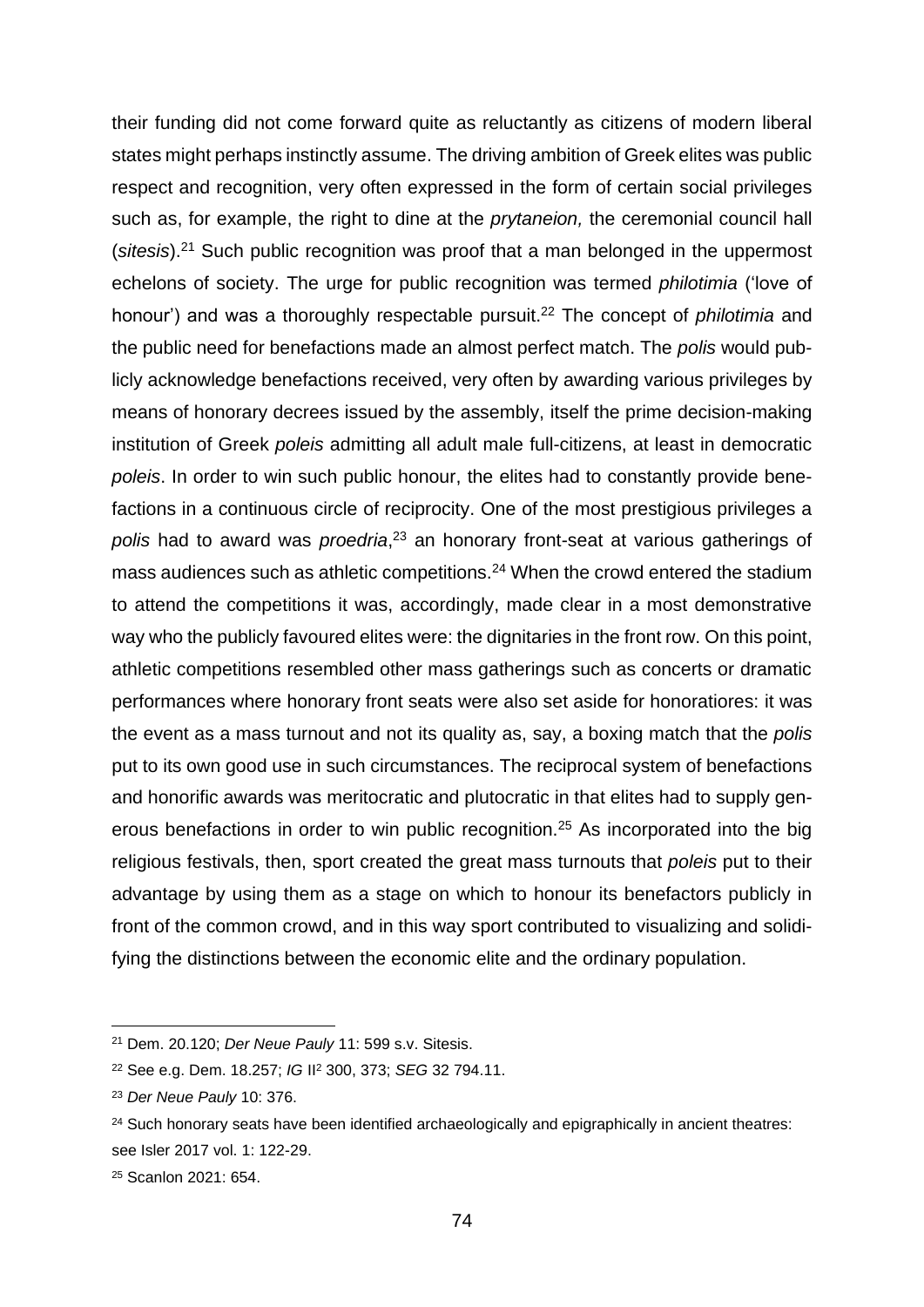their funding did not come forward quite as reluctantly as citizens of modern liberal states might perhaps instinctly assume. The driving ambition of Greek elites was public respect and recognition, very often expressed in the form of certain social privileges such as, for example, the right to dine at the *prytaneion,* the ceremonial council hall (*sitesis*).[21] Such public recognition was proof that a man belonged in the uppermost echelons of society. The urge for public recognition was termed *philotimia* ('love of honour') and was a thoroughly respectable pursuit.[22] The concept of *philotimia* and the public need for benefactions made an almost perfect match. The *polis* would publicly acknowledge benefactions received, very often by awarding various privileges by means of honorary decrees issued by the assembly, itself the prime decision-making institution of Greek *poleis* admitting all adult male full-citizens, at least in democratic *poleis*. In order to win such public honour, the elites had to constantly provide benefactions in a continuous circle of reciprocity. One of the most prestigious privileges a *polis* had to award was *proedria*,[23] an honorary front-seat at various gatherings of mass audiences such as athletic competitions.[24] When the crowd entered the stadium to attend the competitions it was, accordingly, made clear in a most demonstrative way who the publicly favoured elites were: the dignitaries in the front row. On this point, athletic competitions resembled other mass gatherings such as concerts or dramatic performances where honorary front seats were also set aside for honoratiores: it was the event as a mass turnout and not its quality as, say, a boxing match that the *polis* put to its own good use in such circumstances. The reciprocal system of benefactions and honorific awards was meritocratic and plutocratic in that elites had to supply generous benefactions in order to win public recognition.[25] As incorporated into the big religious festivals, then, sport created the great mass turnouts that *poleis* put to their advantage by using them as a stage on which to honour its benefactors publicly in front of the common crowd, and in this way sport contributed to visualizing and solidifying the distinctions between the economic elite and the ordinary population.

---

[21] Dem. 20.120; *Der Neue Pauly* 11: 599 s.v. Sitesis.

[22] See e.g. Dem. 18.257; *IG* II² 300, 373; *SEG* 32 794.11.

[23] *Der Neue Pauly* 10: 376.

[24] Such honorary seats have been identified archaeologically and epigraphically in ancient theatres: see Isler 2017 vol. 1: 122-29.

[25] Scanlon 2021: 654.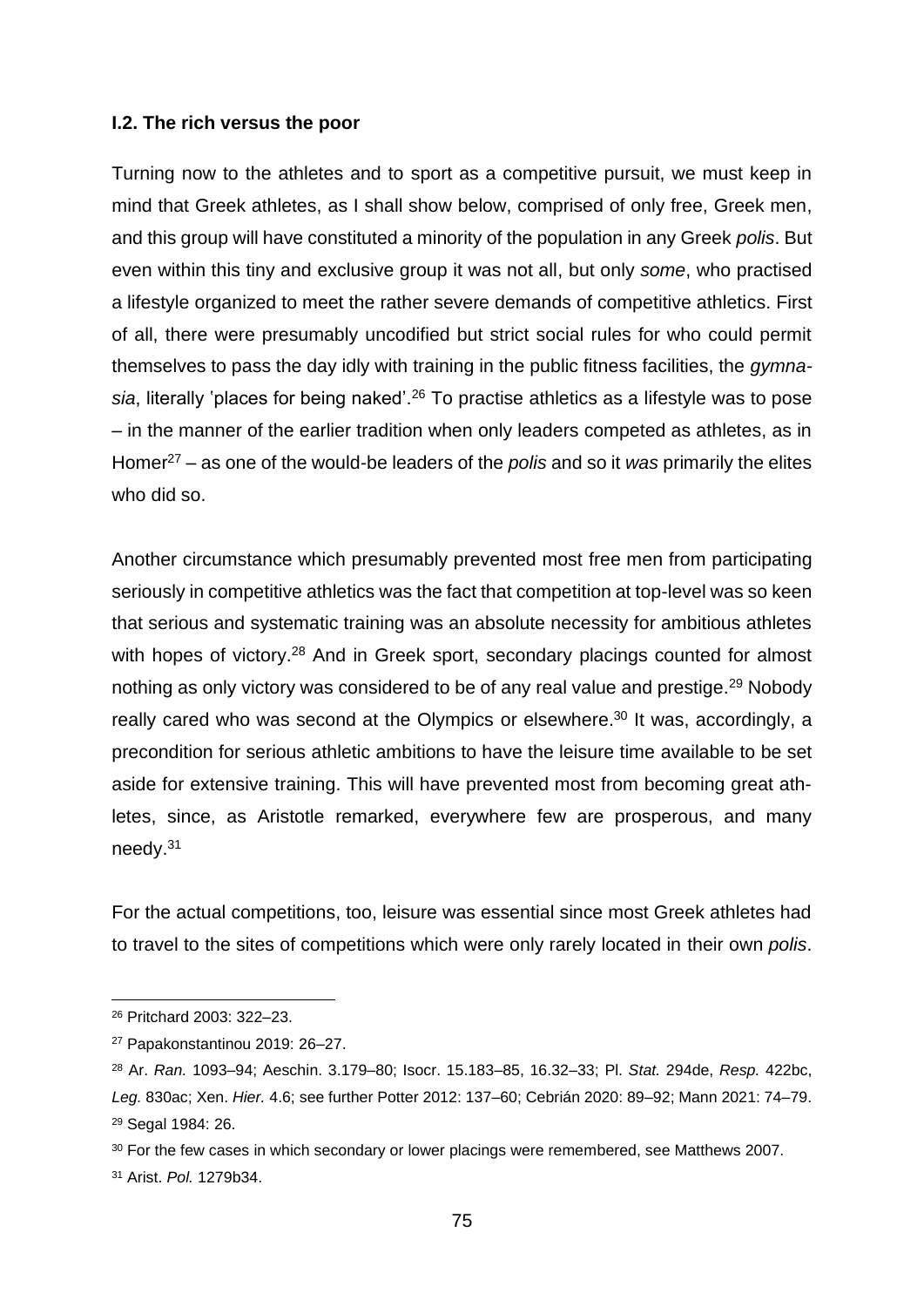### I.2. The rich versus the poor

Turning now to the athletes and to sport as a competitive pursuit, we must keep in mind that Greek athletes, as I shall show below, comprised of only free, Greek men, and this group will have constituted a minority of the population in any Greek *polis*. But even within this tiny and exclusive group it was not all, but only *some*, who practised a lifestyle organized to meet the rather severe demands of competitive athletics. First of all, there were presumably uncodified but strict social rules for who could permit themselves to pass the day idly with training in the public fitness facilities, the *gymnasia*, literally 'places for being naked'.[26] To practise athletics as a lifestyle was to pose – in the manner of the earlier tradition when only leaders competed as athletes, as in Homer[27] – as one of the would-be leaders of the *polis* and so it *was* primarily the elites who did so.

Another circumstance which presumably prevented most free men from participating seriously in competitive athletics was the fact that competition at top-level was so keen that serious and systematic training was an absolute necessity for ambitious athletes with hopes of victory.[28] And in Greek sport, secondary placings counted for almost nothing as only victory was considered to be of any real value and prestige.[29] Nobody really cared who was second at the Olympics or elsewhere.[30] It was, accordingly, a precondition for serious athletic ambitions to have the leisure time available to be set aside for extensive training. This will have prevented most from becoming great athletes, since, as Aristotle remarked, everywhere few are prosperous, and many needy.[31]

For the actual competitions, too, leisure was essential since most Greek athletes had to travel to the sites of competitions which were only rarely located in their own *polis*.

---

[26] Pritchard 2003: 322–23.

[27] Papakonstantinou 2019: 26–27.

[28] Ar. *Ran.* 1093–94; Aeschin. 3.179–80; Isocr. 15.183–85, 16.32–33; Pl. *Stat.* 294de, *Resp.* 422bc, *Leg.* 830ac; Xen. *Hier.* 4.6; see further Potter 2012: 137–60; Cebrián 2020: 89–92; Mann 2021: 74–79.

[29] Segal 1984: 26.

[30] For the few cases in which secondary or lower placings were remembered, see Matthews 2007.

[31] Arist. *Pol.* 1279b34.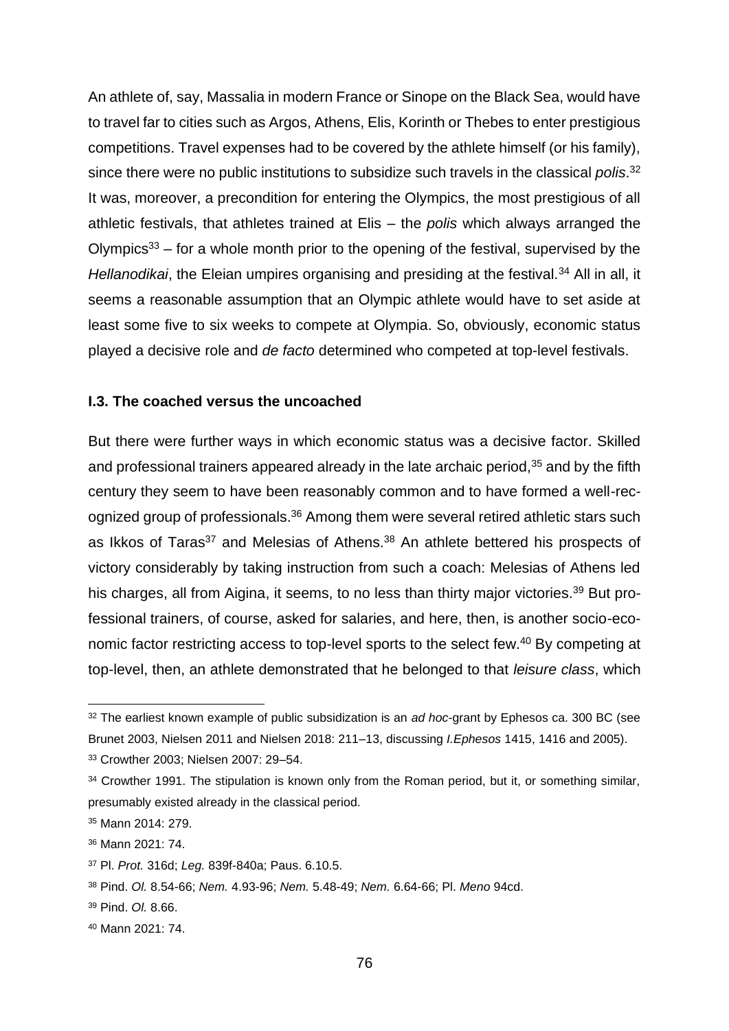An athlete of, say, Massalia in modern France or Sinope on the Black Sea, would have to travel far to cities such as Argos, Athens, Elis, Korinth or Thebes to enter prestigious competitions. Travel expenses had to be covered by the athlete himself (or his family), since there were no public institutions to subsidize such travels in the classical *polis*.[32] It was, moreover, a precondition for entering the Olympics, the most prestigious of all athletic festivals, that athletes trained at Elis – the *polis* which always arranged the Olympics[33] – for a whole month prior to the opening of the festival, supervised by the *Hellanodikai*, the Eleian umpires organising and presiding at the festival.[34] All in all, it seems a reasonable assumption that an Olympic athlete would have to set aside at least some five to six weeks to compete at Olympia. So, obviously, economic status played a decisive role and *de facto* determined who competed at top-level festivals.

### I.3. The coached versus the uncoached

But there were further ways in which economic status was a decisive factor. Skilled and professional trainers appeared already in the late archaic period,[35] and by the fifth century they seem to have been reasonably common and to have formed a well-recognized group of professionals.[36] Among them were several retired athletic stars such as Ikkos of Taras[37] and Melesias of Athens.[38] An athlete bettered his prospects of victory considerably by taking instruction from such a coach: Melesias of Athens led his charges, all from Aigina, it seems, to no less than thirty major victories.[39] But professional trainers, of course, asked for salaries, and here, then, is another socio-economic factor restricting access to top-level sports to the select few.[40] By competing at top-level, then, an athlete demonstrated that he belonged to that *leisure class*, which

---

[32] The earliest known example of public subsidization is an *ad hoc*-grant by Ephesos ca. 300 BC (see Brunet 2003, Nielsen 2011 and Nielsen 2018: 211–13, discussing *I.Ephesos* 1415, 1416 and 2005).

[33] Crowther 2003; Nielsen 2007: 29–54.

[34] Crowther 1991. The stipulation is known only from the Roman period, but it, or something similar, presumably existed already in the classical period.

[35] Mann 2014: 279.

[36] Mann 2021: 74.

[37] Pl. *Prot.* 316d; *Leg.* 839f-840a; Paus. 6.10.5.

[38] Pind. *Ol.* 8.54-66; *Nem.* 4.93-96; *Nem.* 5.48-49; *Nem.* 6.64-66; Pl. *Meno* 94cd.

[39] Pind. *Ol.* 8.66.

[40] Mann 2021: 74.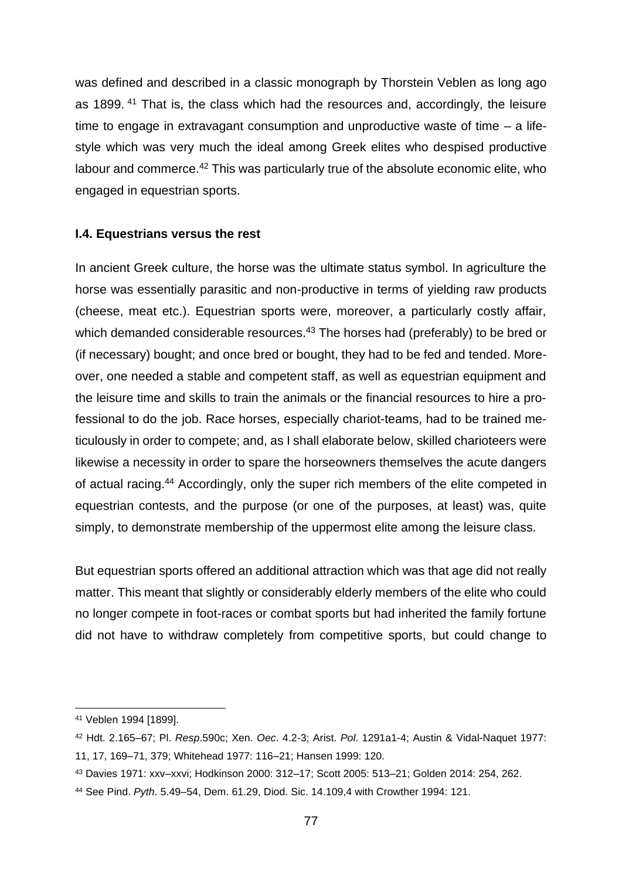was defined and described in a classic monograph by Thorstein Veblen as long ago as 1899. [41] That is, the class which had the resources and, accordingly, the leisure time to engage in extravagant consumption and unproductive waste of time – a lifestyle which was very much the ideal among Greek elites who despised productive labour and commerce.[42] This was particularly true of the absolute economic elite, who engaged in equestrian sports.

### I.4. Equestrians versus the rest

In ancient Greek culture, the horse was the ultimate status symbol. In agriculture the horse was essentially parasitic and non-productive in terms of yielding raw products (cheese, meat etc.). Equestrian sports were, moreover, a particularly costly affair, which demanded considerable resources.[43] The horses had (preferably) to be bred or (if necessary) bought; and once bred or bought, they had to be fed and tended. Moreover, one needed a stable and competent staff, as well as equestrian equipment and the leisure time and skills to train the animals or the financial resources to hire a professional to do the job. Race horses, especially chariot-teams, had to be trained meticulously in order to compete; and, as I shall elaborate below, skilled charioteers were likewise a necessity in order to spare the horseowners themselves the acute dangers of actual racing.[44] Accordingly, only the super rich members of the elite competed in equestrian contests, and the purpose (or one of the purposes, at least) was, quite simply, to demonstrate membership of the uppermost elite among the leisure class.

But equestrian sports offered an additional attraction which was that age did not really matter. This meant that slightly or considerably elderly members of the elite who could no longer compete in foot-races or combat sports but had inherited the family fortune did not have to withdraw completely from competitive sports, but could change to

---

[41] Veblen 1994 [1899].

[42] Hdt. 2.165–67; Pl. *Resp*.590c; Xen. *Oec*. 4.2-3; Arist. *Pol*. 1291a1-4; Austin & Vidal-Naquet 1977: 11, 17, 169–71, 379; Whitehead 1977: 116–21; Hansen 1999: 120.

[43] Davies 1971: xxv–xxvi; Hodkinson 2000: 312–17; Scott 2005: 513–21; Golden 2014: 254, 262.

[44] See Pind. *Pyth*. 5.49–54, Dem. 61.29, Diod. Sic. 14.109,4 with Crowther 1994: 121.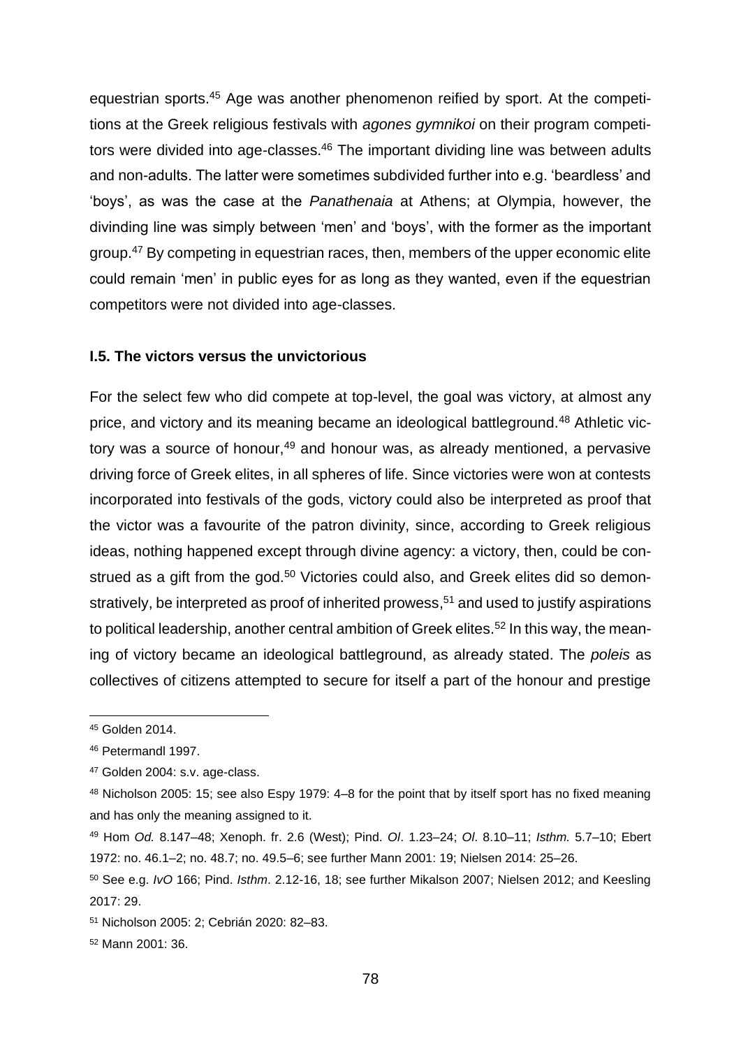equestrian sports.[45] Age was another phenomenon reified by sport. At the competitions at the Greek religious festivals with *agones gymnikoi* on their program competitors were divided into age-classes.[46] The important dividing line was between adults and non-adults. The latter were sometimes subdivided further into e.g. 'beardless' and 'boys', as was the case at the *Panathenaia* at Athens; at Olympia, however, the divinding line was simply between 'men' and 'boys', with the former as the important group.[47] By competing in equestrian races, then, members of the upper economic elite could remain 'men' in public eyes for as long as they wanted, even if the equestrian competitors were not divided into age-classes.

#### I.5. The victors versus the unvictorious

For the select few who did compete at top-level, the goal was victory, at almost any price, and victory and its meaning became an ideological battleground.[48] Athletic victory was a source of honour,[49] and honour was, as already mentioned, a pervasive driving force of Greek elites, in all spheres of life. Since victories were won at contests incorporated into festivals of the gods, victory could also be interpreted as proof that the victor was a favourite of the patron divinity, since, according to Greek religious ideas, nothing happened except through divine agency: a victory, then, could be construed as a gift from the god.[50] Victories could also, and Greek elites did so demonstratively, be interpreted as proof of inherited prowess,[51] and used to justify aspirations to political leadership, another central ambition of Greek elites.[52] In this way, the meaning of victory became an ideological battleground, as already stated. The *poleis* as collectives of citizens attempted to secure for itself a part of the honour and prestige

---

[45] Golden 2014.

[46] Petermandl 1997.

[47] Golden 2004: s.v. age-class.

[48] Nicholson 2005: 15; see also Espy 1979: 4–8 for the point that by itself sport has no fixed meaning and has only the meaning assigned to it.

[49] Hom *Od.* 8.147–48; Xenoph. fr. 2.6 (West); Pind. *Ol*. 1.23–24; *Ol*. 8.10–11; *Isthm.* 5.7–10; Ebert 1972: no. 46.1–2; no. 48.7; no. 49.5–6; see further Mann 2001: 19; Nielsen 2014: 25–26.

[50] See e.g. *IvO* 166; Pind. *Isthm*. 2.12-16, 18; see further Mikalson 2007; Nielsen 2012; and Keesling 2017: 29.

[51] Nicholson 2005: 2; Cebrián 2020: 82–83.

[52] Mann 2001: 36.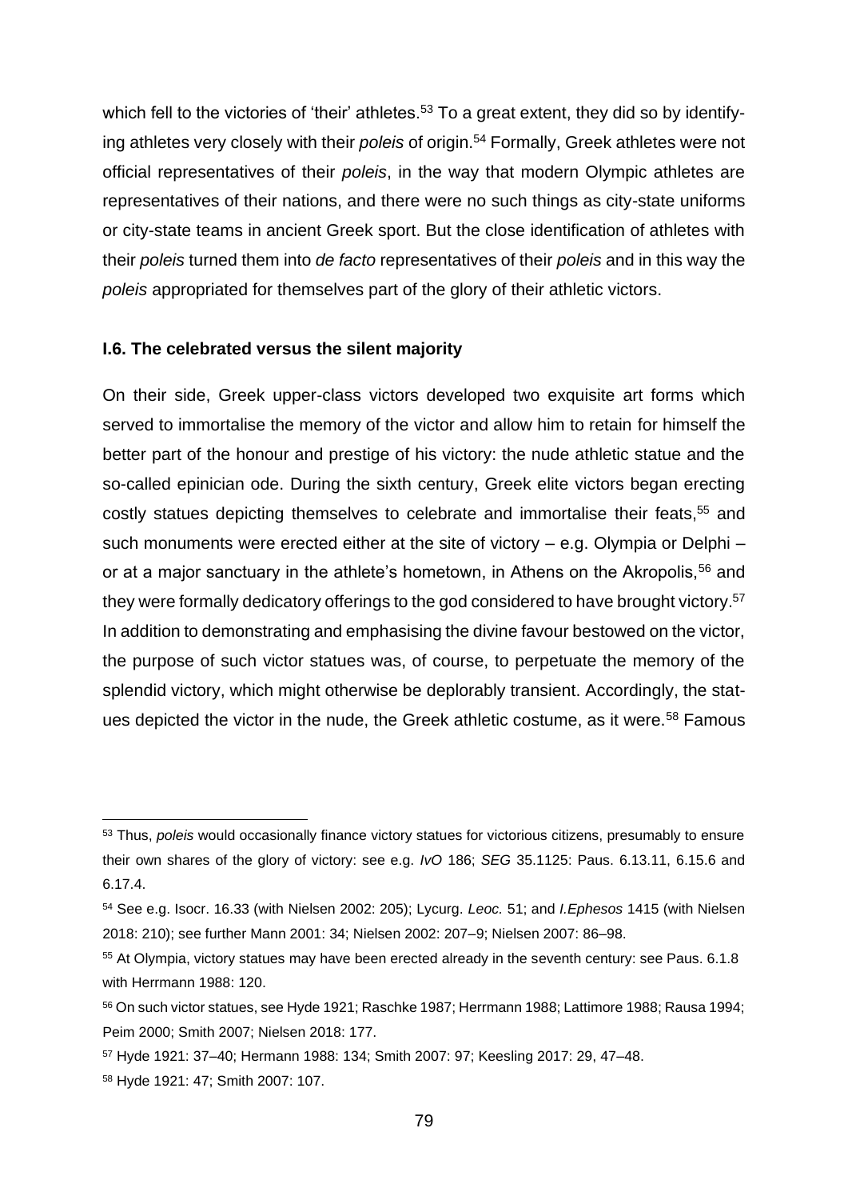which fell to the victories of 'their' athletes.[53] To a great extent, they did so by identifying athletes very closely with their *poleis* of origin.[54] Formally, Greek athletes were not official representatives of their *poleis*, in the way that modern Olympic athletes are representatives of their nations, and there were no such things as city-state uniforms or city-state teams in ancient Greek sport. But the close identification of athletes with their *poleis* turned them into *de facto* representatives of their *poleis* and in this way the *poleis* appropriated for themselves part of the glory of their athletic victors.

### I.6. The celebrated versus the silent majority

On their side, Greek upper-class victors developed two exquisite art forms which served to immortalise the memory of the victor and allow him to retain for himself the better part of the honour and prestige of his victory: the nude athletic statue and the so-called epinician ode. During the sixth century, Greek elite victors began erecting costly statues depicting themselves to celebrate and immortalise their feats,[55] and such monuments were erected either at the site of victory – e.g. Olympia or Delphi – or at a major sanctuary in the athlete's hometown, in Athens on the Akropolis,[56] and they were formally dedicatory offerings to the god considered to have brought victory.[57] In addition to demonstrating and emphasising the divine favour bestowed on the victor, the purpose of such victor statues was, of course, to perpetuate the memory of the splendid victory, which might otherwise be deplorably transient. Accordingly, the statues depicted the victor in the nude, the Greek athletic costume, as it were.[58] Famous

---

[53] Thus, *poleis* would occasionally finance victory statues for victorious citizens, presumably to ensure their own shares of the glory of victory: see e.g. *IvO* 186; *SEG* 35.1125: Paus. 6.13.11, 6.15.6 and 6.17.4.

[54] See e.g. Isocr. 16.33 (with Nielsen 2002: 205); Lycurg. *Leoc.* 51; and *I.Ephesos* 1415 (with Nielsen 2018: 210); see further Mann 2001: 34; Nielsen 2002: 207–9; Nielsen 2007: 86–98.

[55] At Olympia, victory statues may have been erected already in the seventh century: see Paus. 6.1.8 with Herrmann 1988: 120.

[56] On such victor statues, see Hyde 1921; Raschke 1987; Herrmann 1988; Lattimore 1988; Rausa 1994; Peim 2000; Smith 2007; Nielsen 2018: 177.

[57] Hyde 1921: 37–40; Hermann 1988: 134; Smith 2007: 97; Keesling 2017: 29, 47–48.

[58] Hyde 1921: 47; Smith 2007: 107.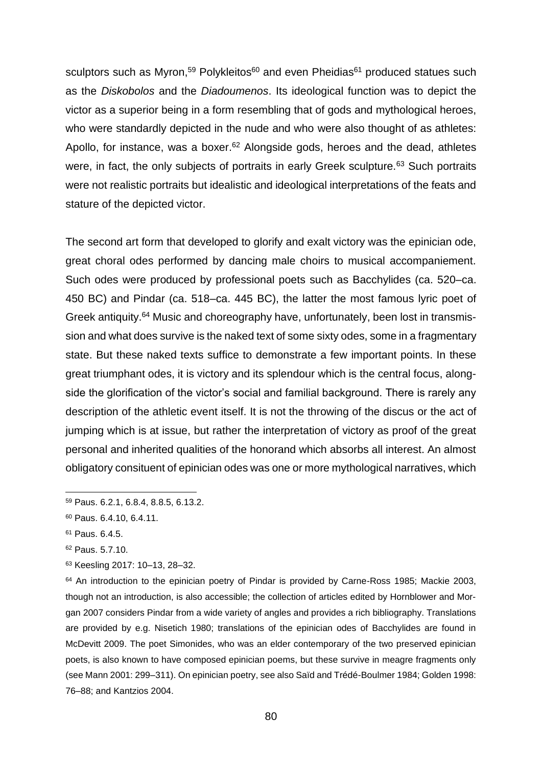sculptors such as Myron,[59] Polykleitos[60] and even Pheidias[61] produced statues such as the *Diskobolos* and the *Diadoumenos*. Its ideological function was to depict the victor as a superior being in a form resembling that of gods and mythological heroes, who were standardly depicted in the nude and who were also thought of as athletes: Apollo, for instance, was a boxer.[62] Alongside gods, heroes and the dead, athletes were, in fact, the only subjects of portraits in early Greek sculpture.[63] Such portraits were not realistic portraits but idealistic and ideological interpretations of the feats and stature of the depicted victor.

The second art form that developed to glorify and exalt victory was the epinician ode, great choral odes performed by dancing male choirs to musical accompaniement. Such odes were produced by professional poets such as Bacchylides (ca. 520–ca. 450 BC) and Pindar (ca. 518–ca. 445 BC), the latter the most famous lyric poet of Greek antiquity.[64] Music and choreography have, unfortunately, been lost in transmission and what does survive is the naked text of some sixty odes, some in a fragmentary state. But these naked texts suffice to demonstrate a few important points. In these great triumphant odes, it is victory and its splendour which is the central focus, alongside the glorification of the victor's social and familial background. There is rarely any description of the athletic event itself. It is not the throwing of the discus or the act of jumping which is at issue, but rather the interpretation of victory as proof of the great personal and inherited qualities of the honorand which absorbs all interest. An almost obligatory consituent of epinician odes was one or more mythological narratives, which

---

[59] Paus. 6.2.1, 6.8.4, 8.8.5, 6.13.2.

[60] Paus. 6.4.10, 6.4.11.

[61] Paus. 6.4.5.

[62] Paus. 5.7.10.

[63] Keesling 2017: 10–13, 28–32.

[64] An introduction to the epinician poetry of Pindar is provided by Carne-Ross 1985; Mackie 2003, though not an introduction, is also accessible; the collection of articles edited by Hornblower and Morgan 2007 considers Pindar from a wide variety of angles and provides a rich bibliography. Translations are provided by e.g. Nisetich 1980; translations of the epinician odes of Bacchylides are found in McDevitt 2009. The poet Simonides, who was an elder contemporary of the two preserved epinician poets, is also known to have composed epinician poems, but these survive in meagre fragments only (see Mann 2001: 299–311). On epinician poetry, see also Saïd and Trédé-Boulmer 1984; Golden 1998: 76–88; and Kantzios 2004.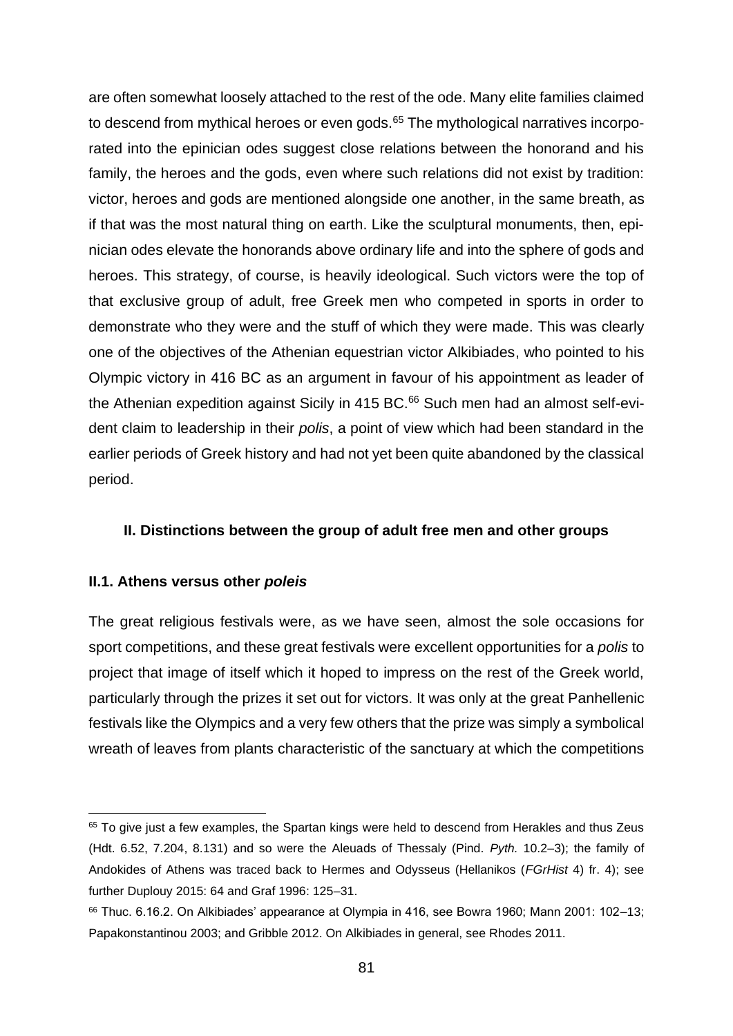are often somewhat loosely attached to the rest of the ode. Many elite families claimed to descend from mythical heroes or even gods.[65] The mythological narratives incorporated into the epinician odes suggest close relations between the honorand and his family, the heroes and the gods, even where such relations did not exist by tradition: victor, heroes and gods are mentioned alongside one another, in the same breath, as if that was the most natural thing on earth. Like the sculptural monuments, then, epinician odes elevate the honorands above ordinary life and into the sphere of gods and heroes. This strategy, of course, is heavily ideological. Such victors were the top of that exclusive group of adult, free Greek men who competed in sports in order to demonstrate who they were and the stuff of which they were made. This was clearly one of the objectives of the Athenian equestrian victor Alkibiades, who pointed to his Olympic victory in 416 BC as an argument in favour of his appointment as leader of the Athenian expedition against Sicily in 415 BC.[66] Such men had an almost self-evident claim to leadership in their *polis*, a point of view which had been standard in the earlier periods of Greek history and had not yet been quite abandoned by the classical period.

### II. Distinctions between the group of adult free men and other groups

#### II.1. Athens versus other *poleis*

The great religious festivals were, as we have seen, almost the sole occasions for sport competitions, and these great festivals were excellent opportunities for a *polis* to project that image of itself which it hoped to impress on the rest of the Greek world, particularly through the prizes it set out for victors. It was only at the great Panhellenic festivals like the Olympics and a very few others that the prize was simply a symbolical wreath of leaves from plants characteristic of the sanctuary at which the competitions

---

[65] To give just a few examples, the Spartan kings were held to descend from Herakles and thus Zeus (Hdt. 6.52, 7.204, 8.131) and so were the Aleuads of Thessaly (Pind. *Pyth.* 10.2–3); the family of Andokides of Athens was traced back to Hermes and Odysseus (Hellanikos (*FGrHist* 4) fr. 4); see further Duplouy 2015: 64 and Graf 1996: 125–31.

[66] Thuc. 6.16.2. On Alkibiades' appearance at Olympia in 416, see Bowra 1960; Mann 2001: 102–13; Papakonstantinou 2003; and Gribble 2012. On Alkibiades in general, see Rhodes 2011.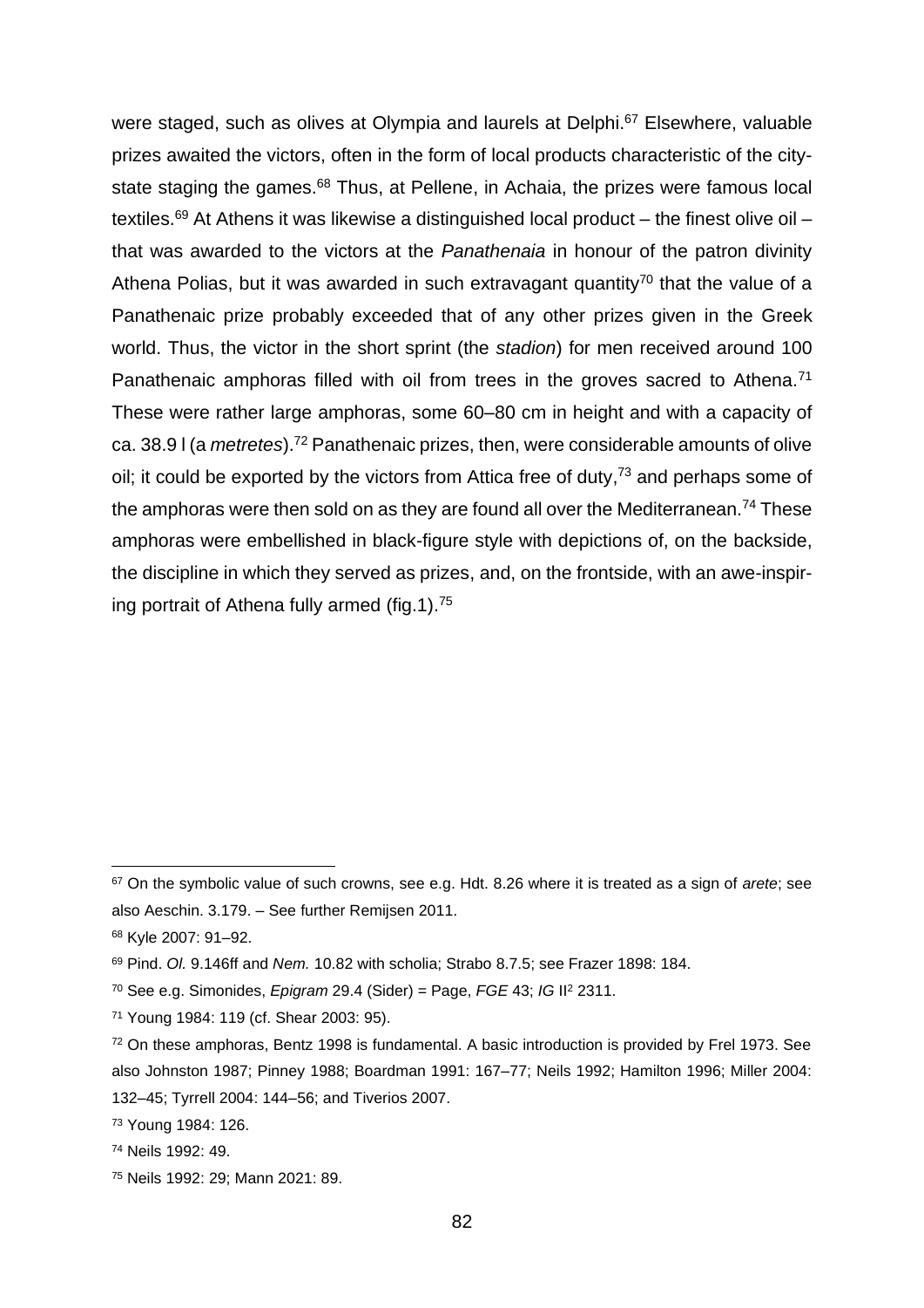were staged, such as olives at Olympia and laurels at Delphi.[67] Elsewhere, valuable prizes awaited the victors, often in the form of local products characteristic of the city-state staging the games.[68] Thus, at Pellene, in Achaia, the prizes were famous local textiles.[69] At Athens it was likewise a distinguished local product – the finest olive oil – that was awarded to the victors at the *Panathenaia* in honour of the patron divinity Athena Polias, but it was awarded in such extravagant quantity[70] that the value of a Panathenaic prize probably exceeded that of any other prizes given in the Greek world. Thus, the victor in the short sprint (the *stadion*) for men received around 100 Panathenaic amphoras filled with oil from trees in the groves sacred to Athena.[71] These were rather large amphoras, some 60–80 cm in height and with a capacity of ca. 38.9 l (a *metretes*).[72] Panathenaic prizes, then, were considerable amounts of olive oil; it could be exported by the victors from Attica free of duty,[73] and perhaps some of the amphoras were then sold on as they are found all over the Mediterranean.[74] These amphoras were embellished in black-figure style with depictions of, on the backside, the discipline in which they served as prizes, and, on the frontside, with an awe-inspiring portrait of Athena fully armed (fig.1).[75]

---

[67] On the symbolic value of such crowns, see e.g. Hdt. 8.26 where it is treated as a sign of *arete*; see also Aeschin. 3.179. – See further Remijsen 2011.

[68] Kyle 2007: 91–92.

[69] Pind. *Ol.* 9.146ff and *Nem.* 10.82 with scholia; Strabo 8.7.5; see Frazer 1898: 184.

[70] See e.g. Simonides, *Epigram* 29.4 (Sider) = Page, *FGE* 43; *IG* II$^2$ 2311.

[71] Young 1984: 119 (cf. Shear 2003: 95).

[72] On these amphoras, Bentz 1998 is fundamental. A basic introduction is provided by Frel 1973. See also Johnston 1987; Pinney 1988; Boardman 1991: 167–77; Neils 1992; Hamilton 1996; Miller 2004: 132–45; Tyrrell 2004: 144–56; and Tiverios 2007.

[73] Young 1984: 126.

[74] Neils 1992: 49.

[75] Neils 1992: 29; Mann 2021: 89.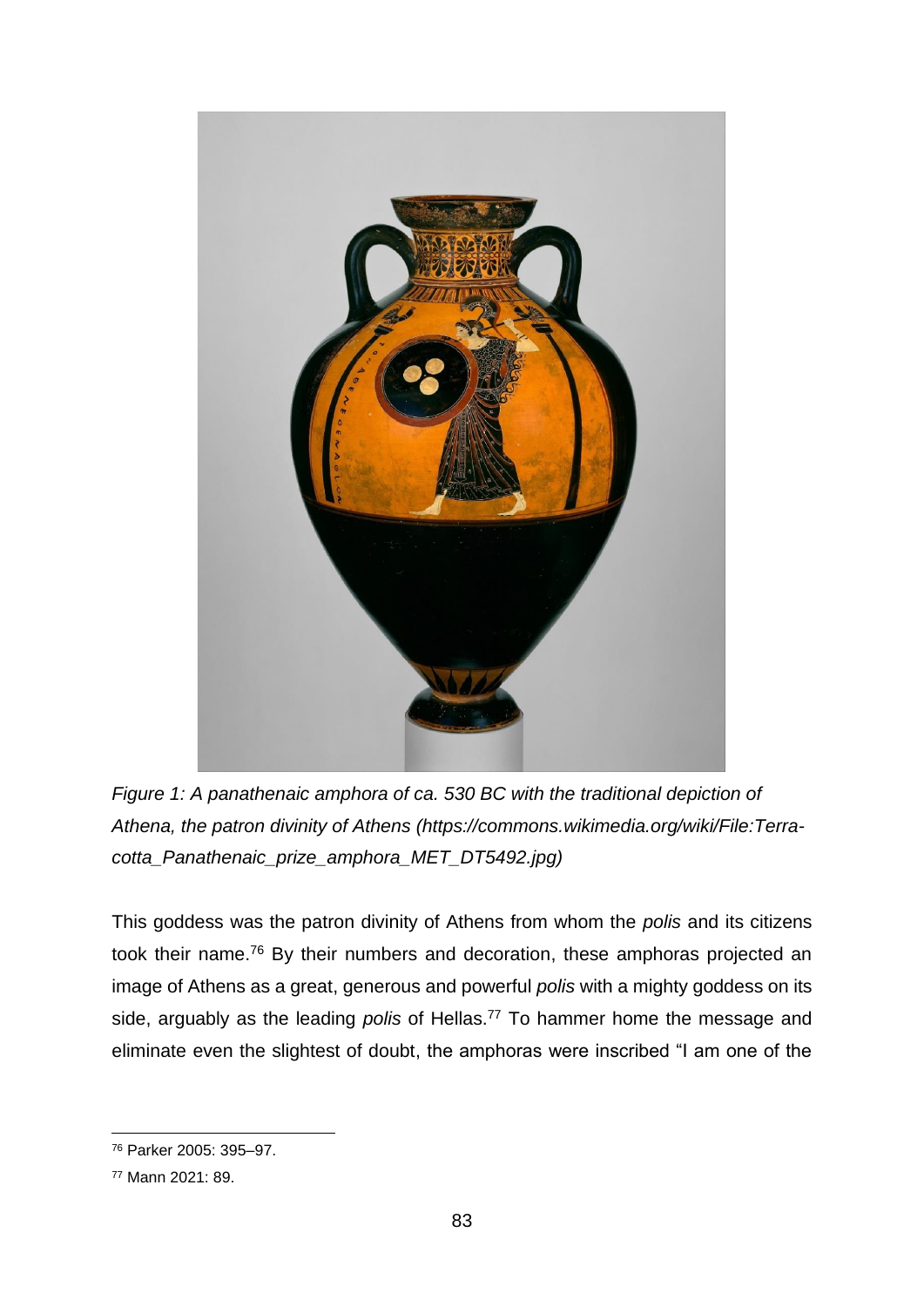*Figure 1: A panathenaic amphora of ca. 530 BC with the traditional depiction of Athena, the patron divinity of Athens (https://commons.wikimedia.org/wiki/File:Terra-cotta_Panathenaic_prize_amphora_MET_DT5492.jpg)*

This goddess was the patron divinity of Athens from whom the *polis* and its citizens took their name.[76] By their numbers and decoration, these amphoras projected an image of Athens as a great, generous and powerful *polis* with a mighty goddess on its side, arguably as the leading *polis* of Hellas.[77] To hammer home the message and eliminate even the slightest of doubt, the amphoras were inscribed "I am one of the

[76] Parker 2005: 395–97.

[77] Mann 2021: 89.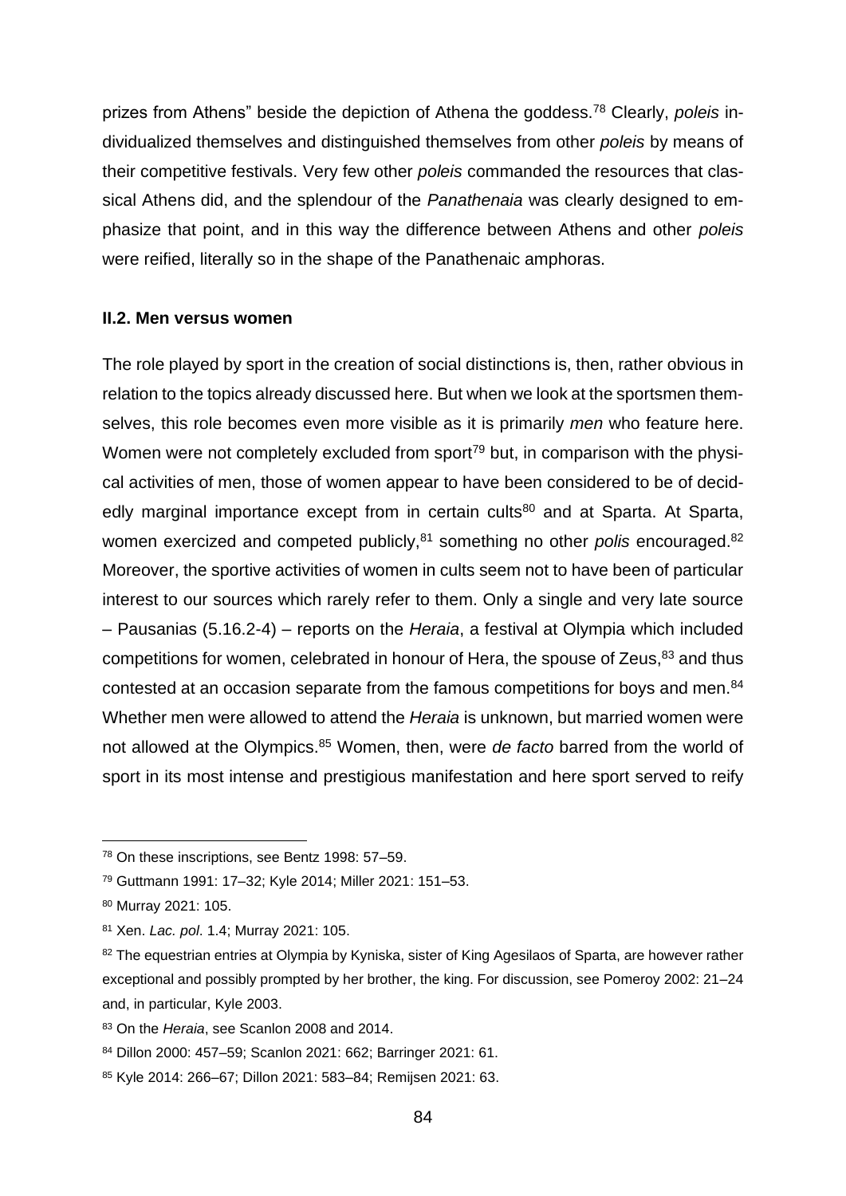prizes from Athens" beside the depiction of Athena the goddess.[78] Clearly, *poleis* individualized themselves and distinguished themselves from other *poleis* by means of their competitive festivals. Very few other *poleis* commanded the resources that classical Athens did, and the splendour of the *Panathenaia* was clearly designed to emphasize that point, and in this way the difference between Athens and other *poleis* were reified, literally so in the shape of the Panathenaic amphoras.

### II.2. Men versus women

The role played by sport in the creation of social distinctions is, then, rather obvious in relation to the topics already discussed here. But when we look at the sportsmen themselves, this role becomes even more visible as it is primarily *men* who feature here. Women were not completely excluded from sport[79] but, in comparison with the physical activities of men, those of women appear to have been considered to be of decidedly marginal importance except from in certain cults[80] and at Sparta. At Sparta, women exercized and competed publicly,[81] something no other *polis* encouraged.[82] Moreover, the sportive activities of women in cults seem not to have been of particular interest to our sources which rarely refer to them. Only a single and very late source – Pausanias (5.16.2-4) – reports on the *Heraia*, a festival at Olympia which included competitions for women, celebrated in honour of Hera, the spouse of Zeus,[83] and thus contested at an occasion separate from the famous competitions for boys and men.[84] Whether men were allowed to attend the *Heraia* is unknown, but married women were not allowed at the Olympics.[85] Women, then, were *de facto* barred from the world of sport in its most intense and prestigious manifestation and here sport served to reify

---

[78] On these inscriptions, see Bentz 1998: 57–59.

[79] Guttmann 1991: 17–32; Kyle 2014; Miller 2021: 151–53.

[80] Murray 2021: 105.

[81] Xen. *Lac. pol*. 1.4; Murray 2021: 105.

[82] The equestrian entries at Olympia by Kyniska, sister of King Agesilaos of Sparta, are however rather exceptional and possibly prompted by her brother, the king. For discussion, see Pomeroy 2002: 21–24 and, in particular, Kyle 2003.

[83] On the *Heraia*, see Scanlon 2008 and 2014.

[84] Dillon 2000: 457–59; Scanlon 2021: 662; Barringer 2021: 61.

[85] Kyle 2014: 266–67; Dillon 2021: 583–84; Remijsen 2021: 63.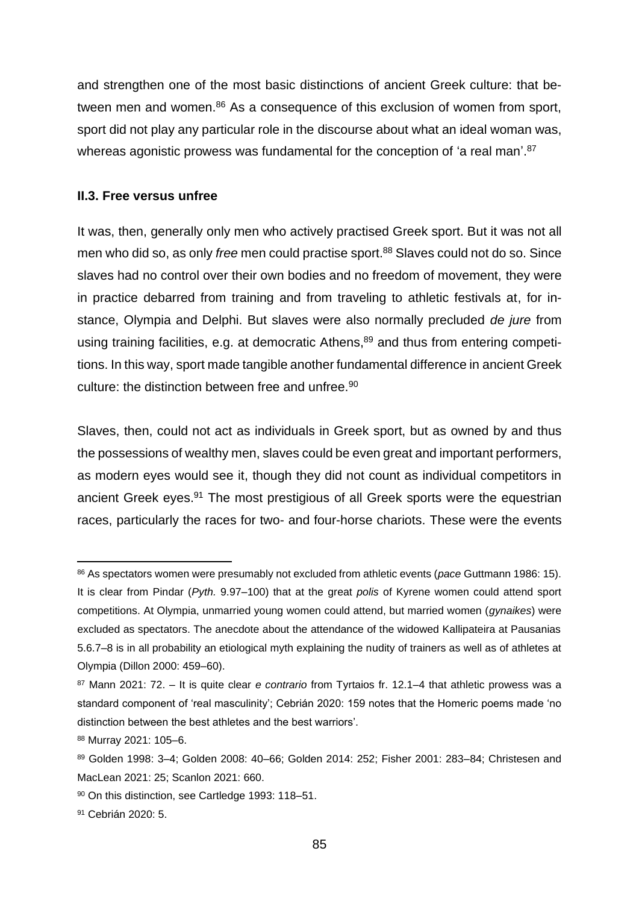and strengthen one of the most basic distinctions of ancient Greek culture: that between men and women.[86] As a consequence of this exclusion of women from sport, sport did not play any particular role in the discourse about what an ideal woman was, whereas agonistic prowess was fundamental for the conception of 'a real man'.[87]

### II.3. Free versus unfree

It was, then, generally only men who actively practised Greek sport. But it was not all men who did so, as only *free* men could practise sport.[88] Slaves could not do so. Since slaves had no control over their own bodies and no freedom of movement, they were in practice debarred from training and from traveling to athletic festivals at, for instance, Olympia and Delphi. But slaves were also normally precluded *de jure* from using training facilities, e.g. at democratic Athens,[89] and thus from entering competitions. In this way, sport made tangible another fundamental difference in ancient Greek culture: the distinction between free and unfree.[90]

Slaves, then, could not act as individuals in Greek sport, but as owned by and thus the possessions of wealthy men, slaves could be even great and important performers, as modern eyes would see it, though they did not count as individual competitors in ancient Greek eyes.[91] The most prestigious of all Greek sports were the equestrian races, particularly the races for two- and four-horse chariots. These were the events

---

[86] As spectators women were presumably not excluded from athletic events (*pace* Guttmann 1986: 15). It is clear from Pindar (*Pyth.* 9.97–100) that at the great *polis* of Kyrene women could attend sport competitions. At Olympia, unmarried young women could attend, but married women (*gynaikes*) were excluded as spectators. The anecdote about the attendance of the widowed Kallipateira at Pausanias 5.6.7–8 is in all probability an etiological myth explaining the nudity of trainers as well as of athletes at Olympia (Dillon 2000: 459–60).

[87] Mann 2021: 72. – It is quite clear *e contrario* from Tyrtaios fr. 12.1–4 that athletic prowess was a standard component of 'real masculinity'; Cebrián 2020: 159 notes that the Homeric poems made 'no distinction between the best athletes and the best warriors'.

[88] Murray 2021: 105–6.

[89] Golden 1998: 3–4; Golden 2008: 40–66; Golden 2014: 252; Fisher 2001: 283–84; Christesen and MacLean 2021: 25; Scanlon 2021: 660.

[90] On this distinction, see Cartledge 1993: 118–51.

[91] Cebrián 2020: 5.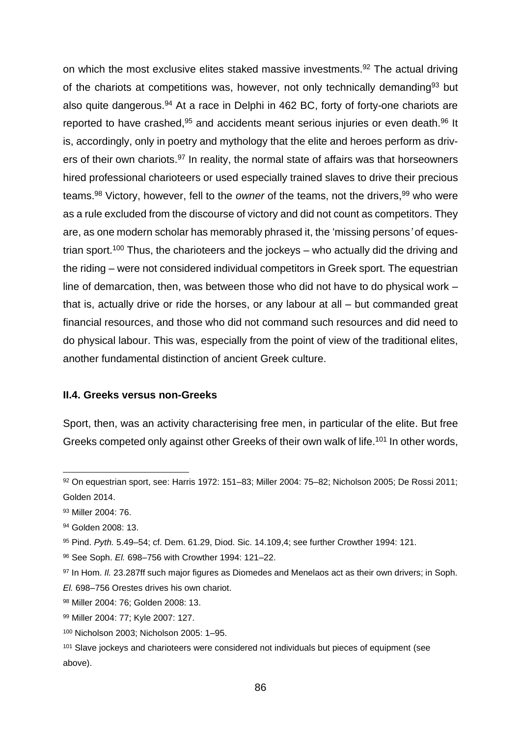on which the most exclusive elites staked massive investments.[92] The actual driving of the chariots at competitions was, however, not only technically demanding[93] but also quite dangerous.[94] At a race in Delphi in 462 BC, forty of forty-one chariots are reported to have crashed,[95] and accidents meant serious injuries or even death.[96] It is, accordingly, only in poetry and mythology that the elite and heroes perform as drivers of their own chariots.[97] In reality, the normal state of affairs was that horseowners hired professional charioteers or used especially trained slaves to drive their precious teams.[98] Victory, however, fell to the *owner* of the teams, not the drivers,[99] who were as a rule excluded from the discourse of victory and did not count as competitors. They are, as one modern scholar has memorably phrased it, the 'missing persons' of equestrian sport.[100] Thus, the charioteers and the jockeys – who actually did the driving and the riding – were not considered individual competitors in Greek sport. The equestrian line of demarcation, then, was between those who did not have to do physical work – that is, actually drive or ride the horses, or any labour at all – but commanded great financial resources, and those who did not command such resources and did need to do physical labour. This was, especially from the point of view of the traditional elites, another fundamental distinction of ancient Greek culture.

### II.4. Greeks versus non-Greeks

Sport, then, was an activity characterising free men, in particular of the elite. But free Greeks competed only against other Greeks of their own walk of life.[101] In other words,

---

[92] On equestrian sport, see: Harris 1972: 151–83; Miller 2004: 75–82; Nicholson 2005; De Rossi 2011; Golden 2014.

[93] Miller 2004: 76.

[94] Golden 2008: 13.

[95] Pind. *Pyth.* 5.49–54; cf. Dem. 61.29, Diod. Sic. 14.109,4; see further Crowther 1994: 121.

[96] See Soph. *El.* 698–756 with Crowther 1994: 121–22.

[97] In Hom. *Il.* 23.287ff such major figures as Diomedes and Menelaos act as their own drivers; in Soph. *El.* 698–756 Orestes drives his own chariot.

[98] Miller 2004: 76; Golden 2008: 13.

[99] Miller 2004: 77; Kyle 2007: 127.

[100] Nicholson 2003; Nicholson 2005: 1–95.

[101] Slave jockeys and charioteers were considered not individuals but pieces of equipment (see above).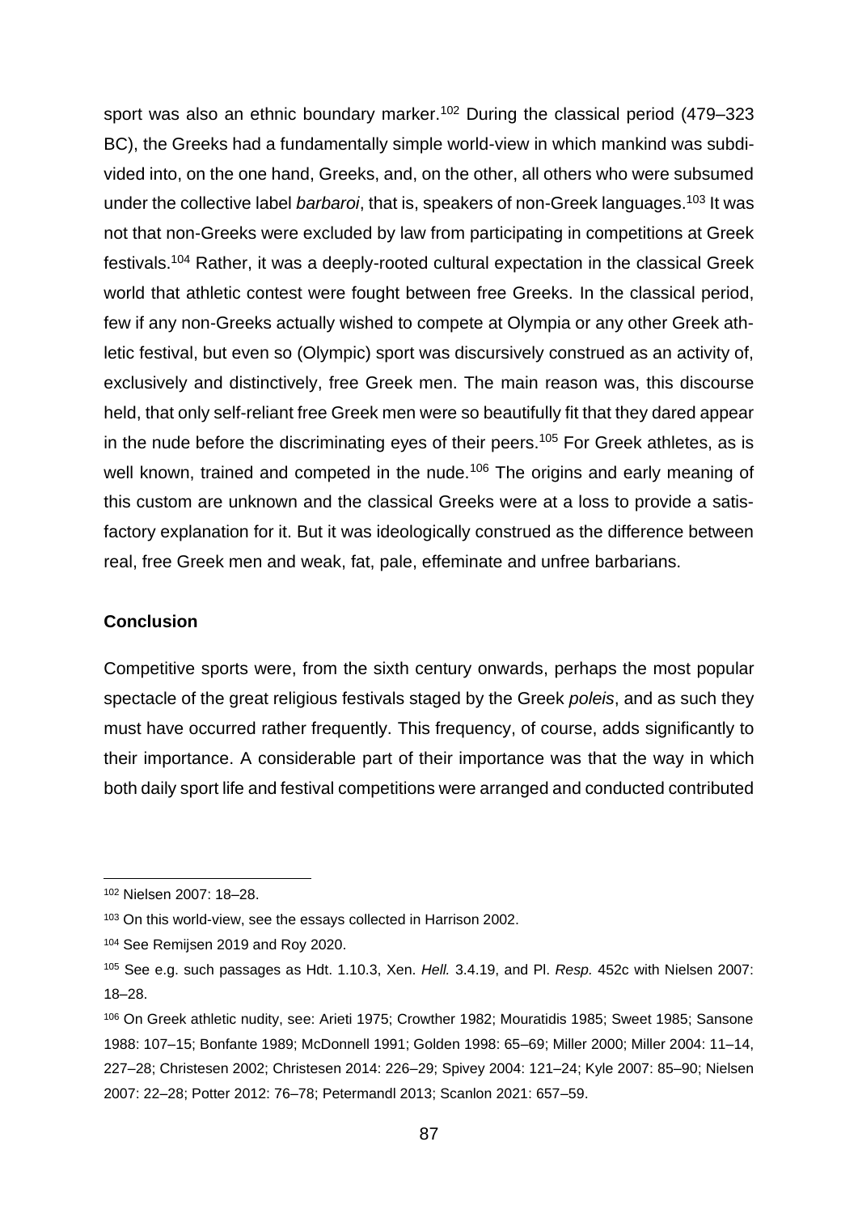sport was also an ethnic boundary marker.[102] During the classical period (479–323 BC), the Greeks had a fundamentally simple world-view in which mankind was subdivided into, on the one hand, Greeks, and, on the other, all others who were subsumed under the collective label *barbaroi*, that is, speakers of non-Greek languages.[103] It was not that non-Greeks were excluded by law from participating in competitions at Greek festivals.[104] Rather, it was a deeply-rooted cultural expectation in the classical Greek world that athletic contest were fought between free Greeks. In the classical period, few if any non-Greeks actually wished to compete at Olympia or any other Greek athletic festival, but even so (Olympic) sport was discursively construed as an activity of, exclusively and distinctively, free Greek men. The main reason was, this discourse held, that only self-reliant free Greek men were so beautifully fit that they dared appear in the nude before the discriminating eyes of their peers.[105] For Greek athletes, as is well known, trained and competed in the nude.[106] The origins and early meaning of this custom are unknown and the classical Greeks were at a loss to provide a satisfactory explanation for it. But it was ideologically construed as the difference between real, free Greek men and weak, fat, pale, effeminate and unfree barbarians.

### Conclusion

Competitive sports were, from the sixth century onwards, perhaps the most popular spectacle of the great religious festivals staged by the Greek *poleis*, and as such they must have occurred rather frequently. This frequency, of course, adds significantly to their importance. A considerable part of their importance was that the way in which both daily sport life and festival competitions were arranged and conducted contributed

---

[102] Nielsen 2007: 18–28.

[103] On this world-view, see the essays collected in Harrison 2002.

[104] See Remijsen 2019 and Roy 2020.

[105] See e.g. such passages as Hdt. 1.10.3, Xen. *Hell.* 3.4.19, and Pl. *Resp.* 452c with Nielsen 2007: 18–28.

[106] On Greek athletic nudity, see: Arieti 1975; Crowther 1982; Mouratidis 1985; Sweet 1985; Sansone 1988: 107–15; Bonfante 1989; McDonnell 1991; Golden 1998: 65–69; Miller 2000; Miller 2004: 11–14, 227–28; Christesen 2002; Christesen 2014: 226–29; Spivey 2004: 121–24; Kyle 2007: 85–90; Nielsen 2007: 22–28; Potter 2012: 76–78; Petermandl 2013; Scanlon 2021: 657–59.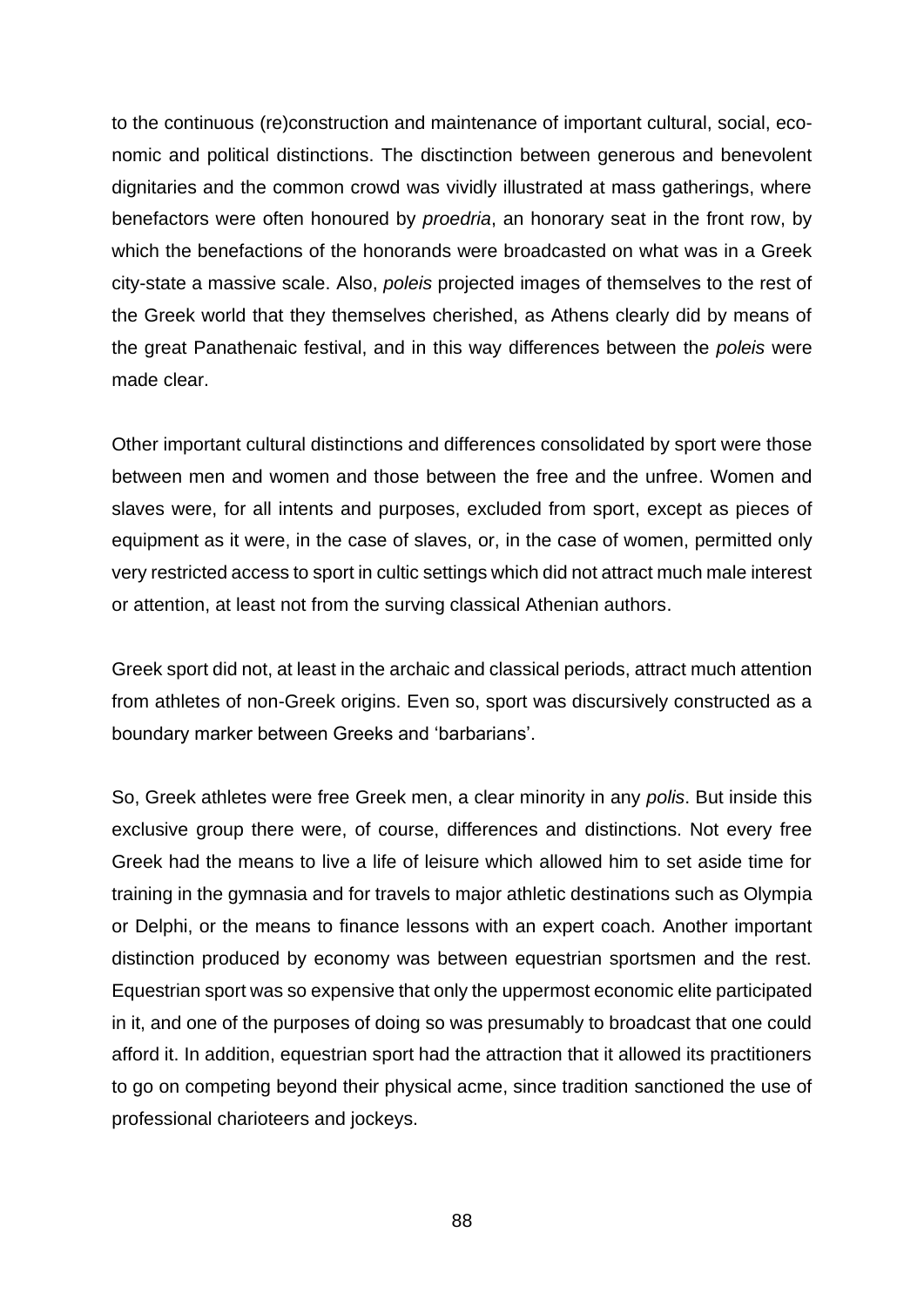to the continuous (re)construction and maintenance of important cultural, social, economic and political distinctions. The disctinction between generous and benevolent dignitaries and the common crowd was vividly illustrated at mass gatherings, where benefactors were often honoured by *proedria*, an honorary seat in the front row, by which the benefactions of the honorands were broadcasted on what was in a Greek city-state a massive scale. Also, *poleis* projected images of themselves to the rest of the Greek world that they themselves cherished, as Athens clearly did by means of the great Panathenaic festival, and in this way differences between the *poleis* were made clear.

Other important cultural distinctions and differences consolidated by sport were those between men and women and those between the free and the unfree. Women and slaves were, for all intents and purposes, excluded from sport, except as pieces of equipment as it were, in the case of slaves, or, in the case of women, permitted only very restricted access to sport in cultic settings which did not attract much male interest or attention, at least not from the surving classical Athenian authors.

Greek sport did not, at least in the archaic and classical periods, attract much attention from athletes of non-Greek origins. Even so, sport was discursively constructed as a boundary marker between Greeks and 'barbarians'.

So, Greek athletes were free Greek men, a clear minority in any *polis*. But inside this exclusive group there were, of course, differences and distinctions. Not every free Greek had the means to live a life of leisure which allowed him to set aside time for training in the gymnasia and for travels to major athletic destinations such as Olympia or Delphi, or the means to finance lessons with an expert coach. Another important distinction produced by economy was between equestrian sportsmen and the rest. Equestrian sport was so expensive that only the uppermost economic elite participated in it, and one of the purposes of doing so was presumably to broadcast that one could afford it. In addition, equestrian sport had the attraction that it allowed its practitioners to go on competing beyond their physical acme, since tradition sanctioned the use of professional charioteers and jockeys.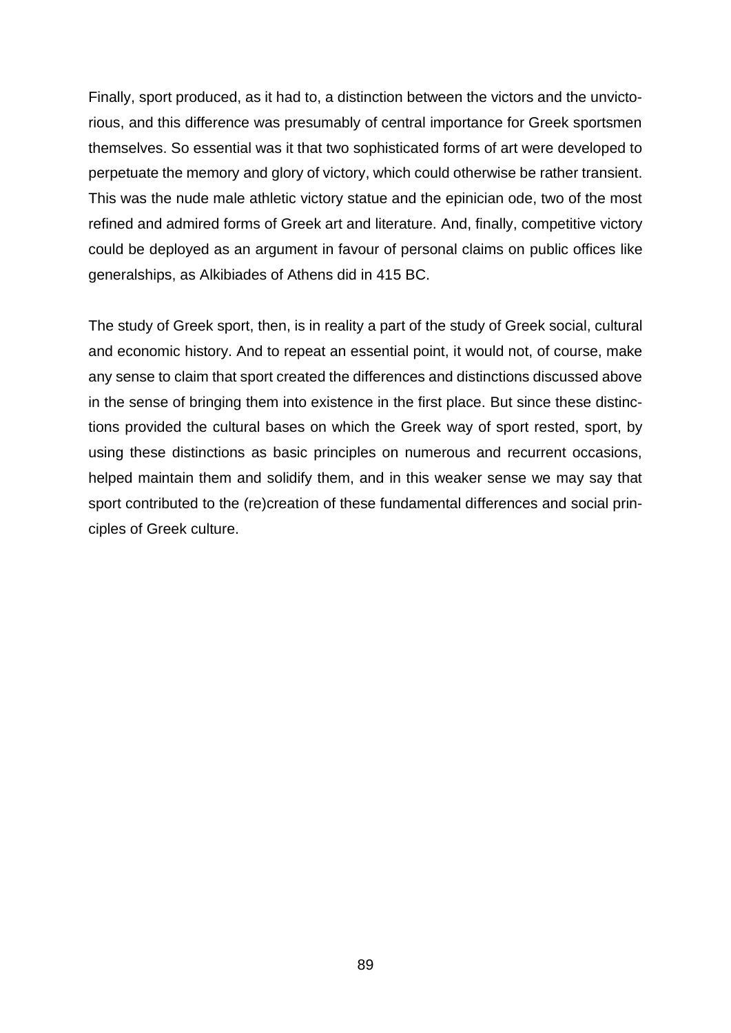Finally, sport produced, as it had to, a distinction between the victors and the unvictorious, and this difference was presumably of central importance for Greek sportsmen themselves. So essential was it that two sophisticated forms of art were developed to perpetuate the memory and glory of victory, which could otherwise be rather transient. This was the nude male athletic victory statue and the epinician ode, two of the most refined and admired forms of Greek art and literature. And, finally, competitive victory could be deployed as an argument in favour of personal claims on public offices like generalships, as Alkibiades of Athens did in 415 BC.

The study of Greek sport, then, is in reality a part of the study of Greek social, cultural and economic history. And to repeat an essential point, it would not, of course, make any sense to claim that sport created the differences and distinctions discussed above in the sense of bringing them into existence in the first place. But since these distinctions provided the cultural bases on which the Greek way of sport rested, sport, by using these distinctions as basic principles on numerous and recurrent occasions, helped maintain them and solidify them, and in this weaker sense we may say that sport contributed to the (re)creation of these fundamental differences and social principles of Greek culture.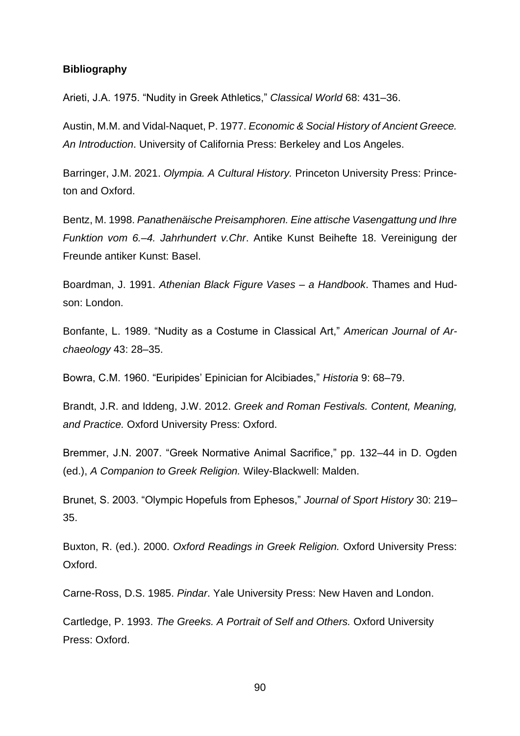**Bibliography**

Arieti, J.A. 1975. “Nudity in Greek Athletics,” *Classical World* 68: 431–36.

Austin, M.M. and Vidal-Naquet, P. 1977. *Economic & Social History of Ancient Greece. An Introduction*. University of California Press: Berkeley and Los Angeles.

Barringer, J.M. 2021. *Olympia. A Cultural History.* Princeton University Press: Princeton and Oxford.

Bentz, M. 1998. *Panathenäische Preisamphoren. Eine attische Vasengattung und Ihre Funktion vom 6.–4. Jahrhundert v.Chr*. Antike Kunst Beihefte 18. Vereinigung der Freunde antiker Kunst: Basel.

Boardman, J. 1991. *Athenian Black Figure Vases – a Handbook*. Thames and Hudson: London.

Bonfante, L. 1989. “Nudity as a Costume in Classical Art,” *American Journal of Archaeology* 43: 28–35.

Bowra, C.M. 1960. “Euripides’ Epinician for Alcibiades,” *Historia* 9: 68–79.

Brandt, J.R. and Iddeng, J.W. 2012. *Greek and Roman Festivals. Content, Meaning, and Practice.* Oxford University Press: Oxford.

Bremmer, J.N. 2007. “Greek Normative Animal Sacrifice,” pp. 132–44 in D. Ogden (ed.), *A Companion to Greek Religion.* Wiley-Blackwell: Malden.

Brunet, S. 2003. “Olympic Hopefuls from Ephesos,” *Journal of Sport History* 30: 219–35.

Buxton, R. (ed.). 2000. *Oxford Readings in Greek Religion.* Oxford University Press: Oxford.

Carne-Ross, D.S. 1985. *Pindar*. Yale University Press: New Haven and London.

Cartledge, P. 1993. *The Greeks. A Portrait of Self and Others.* Oxford University Press: Oxford.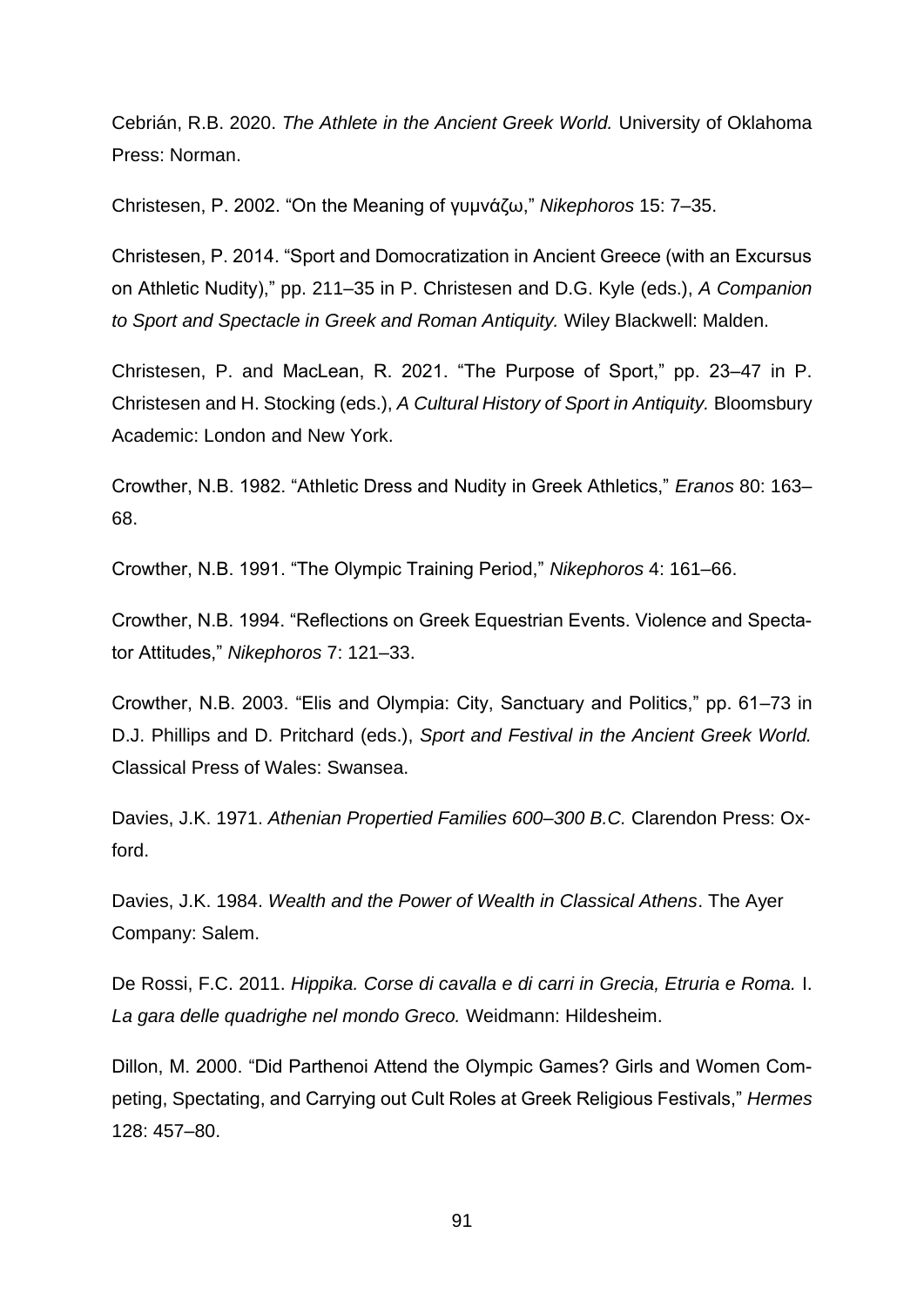Cebrián, R.B. 2020. *The Athlete in the Ancient Greek World.* University of Oklahoma Press: Norman.

Christesen, P. 2002. "On the Meaning of γυμνάζω," *Nikephoros* 15: 7–35.

Christesen, P. 2014. "Sport and Domocratization in Ancient Greece (with an Excursus on Athletic Nudity)," pp. 211–35 in P. Christesen and D.G. Kyle (eds.), *A Companion to Sport and Spectacle in Greek and Roman Antiquity.* Wiley Blackwell: Malden.

Christesen, P. and MacLean, R. 2021. "The Purpose of Sport," pp. 23–47 in P. Christesen and H. Stocking (eds.), *A Cultural History of Sport in Antiquity.* Bloomsbury Academic: London and New York.

Crowther, N.B. 1982. "Athletic Dress and Nudity in Greek Athletics," *Eranos* 80: 163–68.

Crowther, N.B. 1991. "The Olympic Training Period," *Nikephoros* 4: 161–66.

Crowther, N.B. 1994. "Reflections on Greek Equestrian Events. Violence and Spectator Attitudes," *Nikephoros* 7: 121–33.

Crowther, N.B. 2003. "Elis and Olympia: City, Sanctuary and Politics," pp. 61–73 in D.J. Phillips and D. Pritchard (eds.), *Sport and Festival in the Ancient Greek World.* Classical Press of Wales: Swansea.

Davies, J.K. 1971. *Athenian Propertied Families 600–300 B.C.* Clarendon Press: Oxford.

Davies, J.K. 1984. *Wealth and the Power of Wealth in Classical Athens*. The Ayer Company: Salem.

De Rossi, F.C. 2011. *Hippika. Corse di cavalla e di carri in Grecia, Etruria e Roma.* I. *La gara delle quadrighe nel mondo Greco.* Weidmann: Hildesheim.

Dillon, M. 2000. "Did Parthenoi Attend the Olympic Games? Girls and Women Competing, Spectating, and Carrying out Cult Roles at Greek Religious Festivals," *Hermes* 128: 457–80.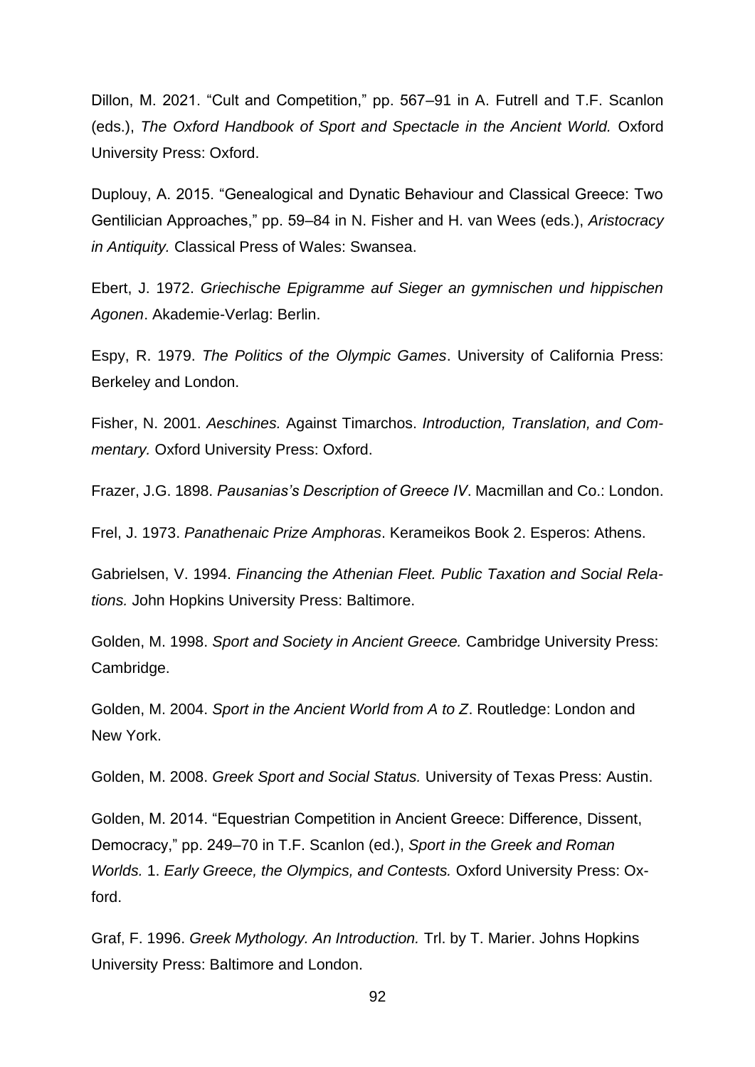Dillon, M. 2021. “Cult and Competition,” pp. 567–91 in A. Futrell and T.F. Scanlon (eds.), *The Oxford Handbook of Sport and Spectacle in the Ancient World.* Oxford University Press: Oxford.

Duplouy, A. 2015. “Genealogical and Dynatic Behaviour and Classical Greece: Two Gentilician Approaches,” pp. 59–84 in N. Fisher and H. van Wees (eds.), *Aristocracy in Antiquity.* Classical Press of Wales: Swansea.

Ebert, J. 1972. *Griechische Epigramme auf Sieger an gymnischen und hippischen Agonen*. Akademie-Verlag: Berlin.

Espy, R. 1979. *The Politics of the Olympic Games*. University of California Press: Berkeley and London.

Fisher, N. 2001. *Aeschines.* Against Timarchos. *Introduction, Translation, and Commentary.* Oxford University Press: Oxford.

Frazer, J.G. 1898. *Pausanias's Description of Greece IV*. Macmillan and Co.: London.

Frel, J. 1973. *Panathenaic Prize Amphoras*. Kerameikos Book 2. Esperos: Athens.

Gabrielsen, V. 1994. *Financing the Athenian Fleet. Public Taxation and Social Relations.* John Hopkins University Press: Baltimore.

Golden, M. 1998. *Sport and Society in Ancient Greece.* Cambridge University Press: Cambridge.

Golden, M. 2004. *Sport in the Ancient World from A to Z*. Routledge: London and New York.

Golden, M. 2008. *Greek Sport and Social Status.* University of Texas Press: Austin.

Golden, M. 2014. “Equestrian Competition in Ancient Greece: Difference, Dissent, Democracy,” pp. 249–70 in T.F. Scanlon (ed.), *Sport in the Greek and Roman Worlds.* 1. *Early Greece, the Olympics, and Contests.* Oxford University Press: Oxford.

Graf, F. 1996. *Greek Mythology. An Introduction.* Trl. by T. Marier. Johns Hopkins University Press: Baltimore and London.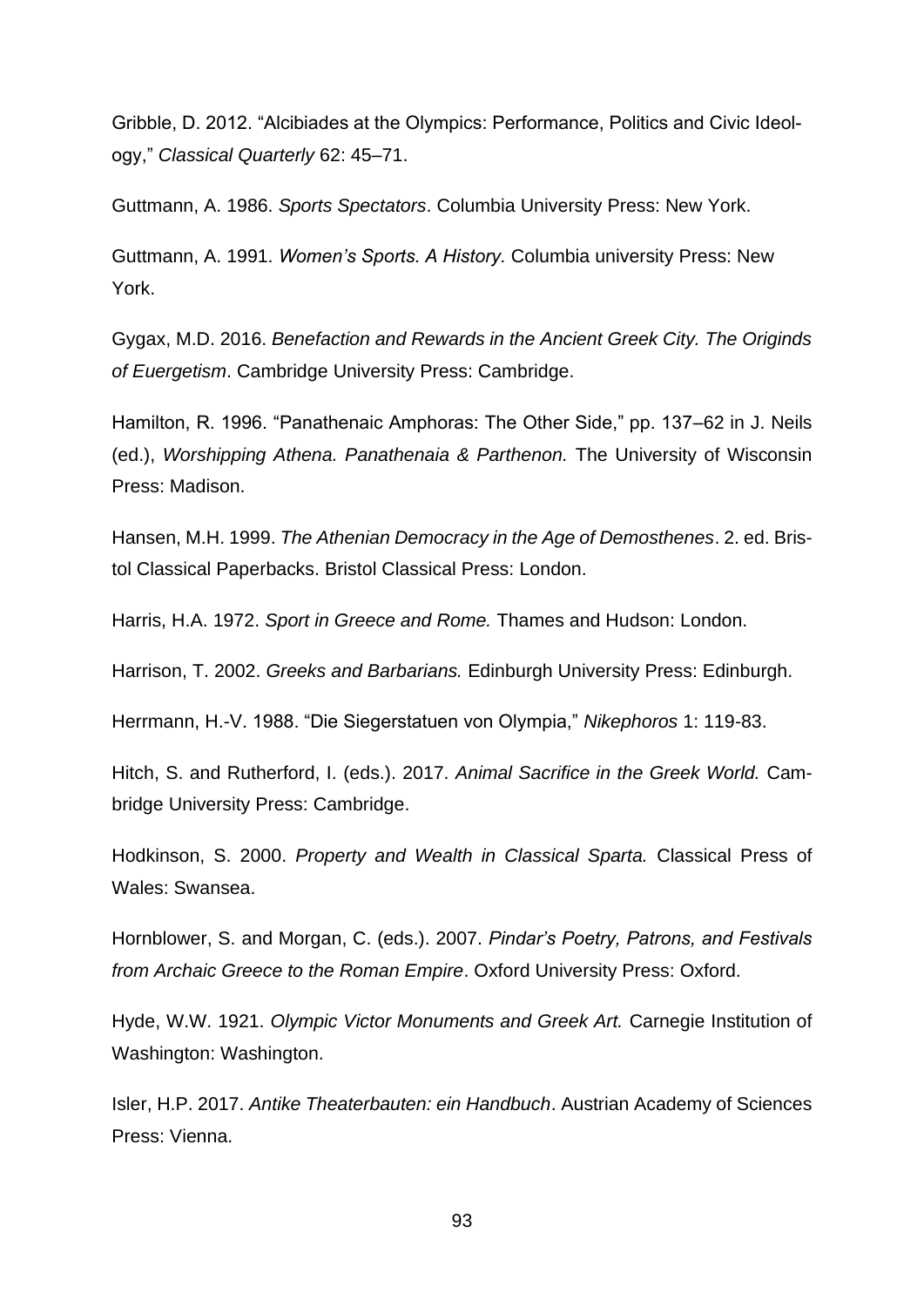Gribble, D. 2012. “Alcibiades at the Olympics: Performance, Politics and Civic Ideology,” *Classical Quarterly* 62: 45–71.

Guttmann, A. 1986. *Sports Spectators*. Columbia University Press: New York.

Guttmann, A. 1991. *Women’s Sports. A History.* Columbia university Press: New York.

Gygax, M.D. 2016. *Benefaction and Rewards in the Ancient Greek City. The Originds of Euergetism*. Cambridge University Press: Cambridge.

Hamilton, R. 1996. “Panathenaic Amphoras: The Other Side,” pp. 137–62 in J. Neils (ed.), *Worshipping Athena. Panathenaia & Parthenon.* The University of Wisconsin Press: Madison.

Hansen, M.H. 1999. *The Athenian Democracy in the Age of Demosthenes*. 2. ed. Bristol Classical Paperbacks. Bristol Classical Press: London.

Harris, H.A. 1972. *Sport in Greece and Rome.* Thames and Hudson: London.

Harrison, T. 2002. *Greeks and Barbarians.* Edinburgh University Press: Edinburgh.

Herrmann, H.-V. 1988. “Die Siegerstatuen von Olympia,” *Nikephoros* 1: 119-83.

Hitch, S. and Rutherford, I. (eds.). 2017. *Animal Sacrifice in the Greek World.* Cambridge University Press: Cambridge.

Hodkinson, S. 2000. *Property and Wealth in Classical Sparta.* Classical Press of Wales: Swansea.

Hornblower, S. and Morgan, C. (eds.). 2007. *Pindar’s Poetry, Patrons, and Festivals from Archaic Greece to the Roman Empire*. Oxford University Press: Oxford.

Hyde, W.W. 1921. *Olympic Victor Monuments and Greek Art.* Carnegie Institution of Washington: Washington.

Isler, H.P. 2017. *Antike Theaterbauten: ein Handbuch*. Austrian Academy of Sciences Press: Vienna.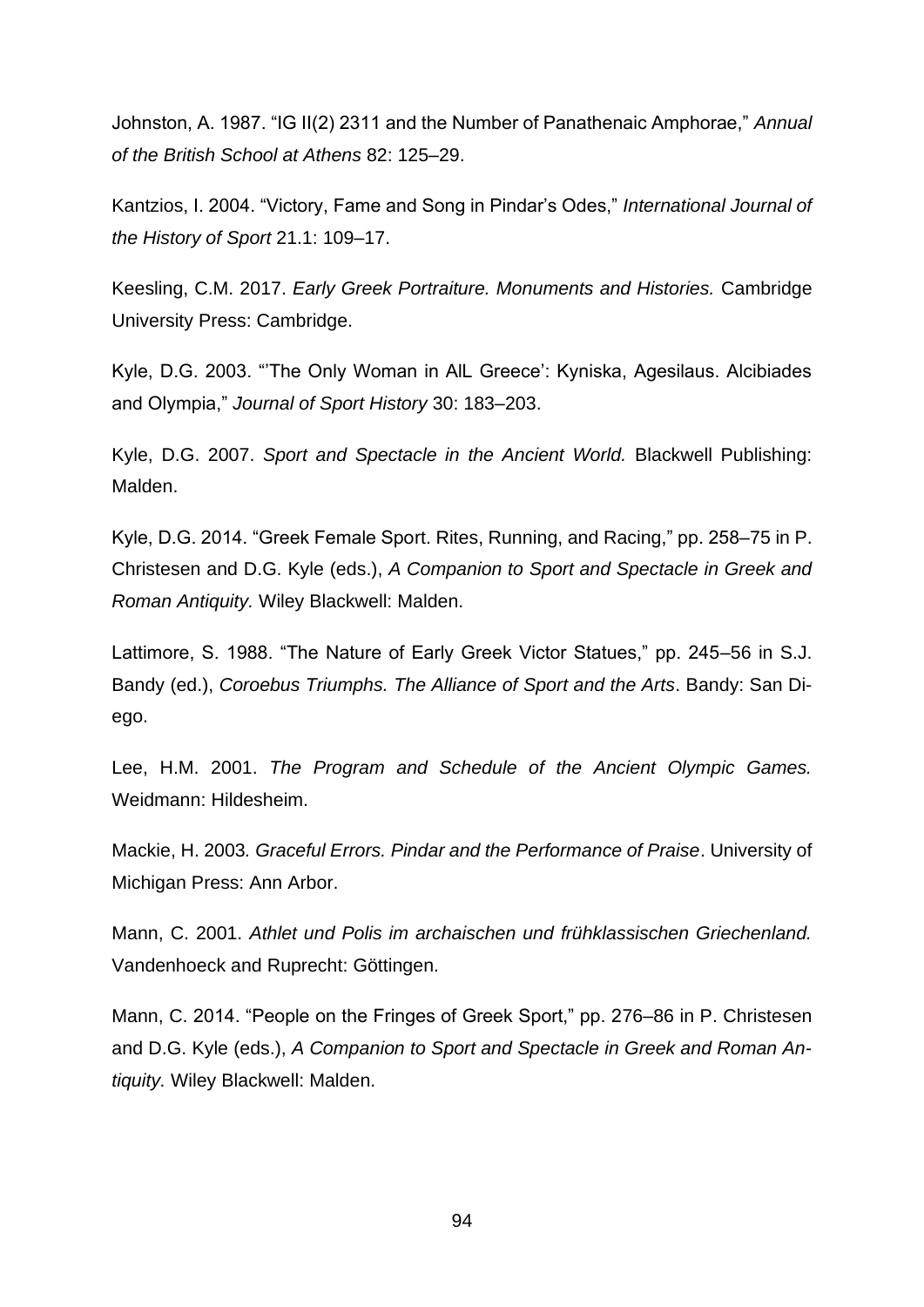Johnston, A. 1987. “IG II(2) 2311 and the Number of Panathenaic Amphorae,” *Annual of the British School at Athens* 82: 125–29.

Kantzios, I. 2004. “Victory, Fame and Song in Pindar’s Odes,” *International Journal of the History of Sport* 21.1: 109–17.

Keesling, C.M. 2017. *Early Greek Portraiture. Monuments and Histories.* Cambridge University Press: Cambridge.

Kyle, D.G. 2003. “’The Only Woman in AlL Greece’: Kyniska, Agesilaus. Alcibiades and Olympia,” *Journal of Sport History* 30: 183–203.

Kyle, D.G. 2007. *Sport and Spectacle in the Ancient World.* Blackwell Publishing: Malden.

Kyle, D.G. 2014. “Greek Female Sport. Rites, Running, and Racing,” pp. 258–75 in P. Christesen and D.G. Kyle (eds.), *A Companion to Sport and Spectacle in Greek and Roman Antiquity.* Wiley Blackwell: Malden.

Lattimore, S. 1988. “The Nature of Early Greek Victor Statues,” pp. 245–56 in S.J. Bandy (ed.), *Coroebus Triumphs. The Alliance of Sport and the Arts*. Bandy: San Diego.

Lee, H.M. 2001. *The Program and Schedule of the Ancient Olympic Games.* Weidmann: Hildesheim.

Mackie, H. 2003*. Graceful Errors. Pindar and the Performance of Praise*. University of Michigan Press: Ann Arbor.

Mann, C. 2001. *Athlet und Polis im archaischen und frühklassischen Griechenland.* Vandenhoeck and Ruprecht: Göttingen.

Mann, C. 2014. “People on the Fringes of Greek Sport,” pp. 276–86 in P. Christesen and D.G. Kyle (eds.), *A Companion to Sport and Spectacle in Greek and Roman Antiquity.* Wiley Blackwell: Malden.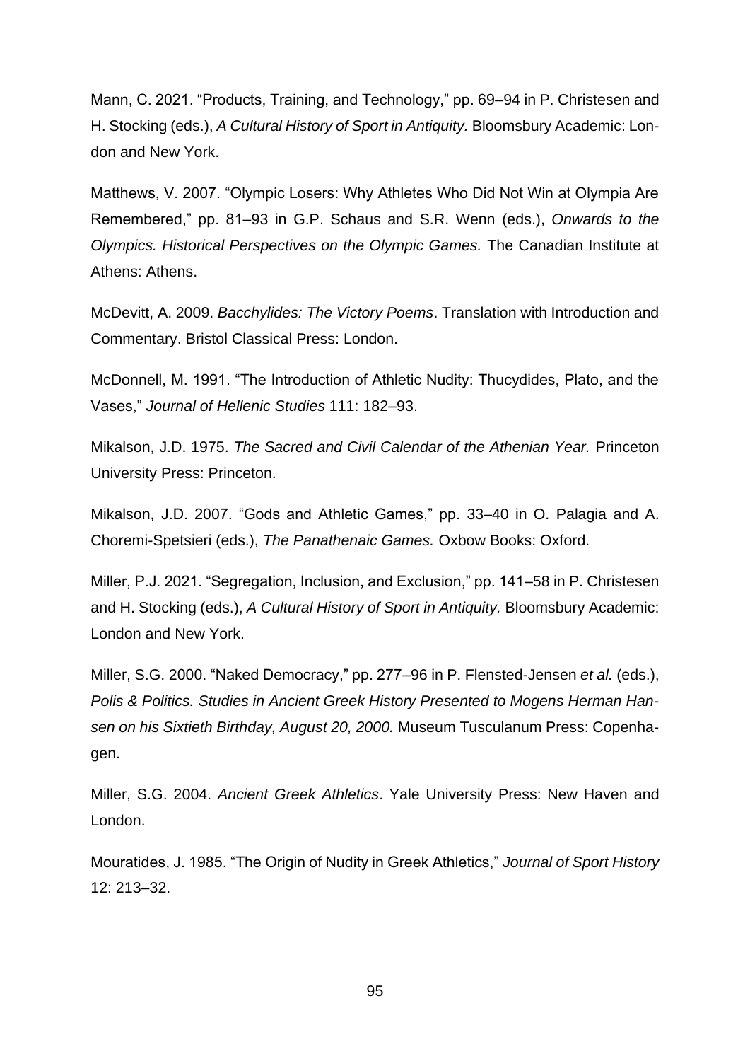Mann, C. 2021. “Products, Training, and Technology,” pp. 69–94 in P. Christesen and H. Stocking (eds.), *A Cultural History of Sport in Antiquity.* Bloomsbury Academic: London and New York.

Matthews, V. 2007. “Olympic Losers: Why Athletes Who Did Not Win at Olympia Are Remembered,” pp. 81–93 in G.P. Schaus and S.R. Wenn (eds.), *Onwards to the Olympics. Historical Perspectives on the Olympic Games.* The Canadian Institute at Athens: Athens.

McDevitt, A. 2009. *Bacchylides: The Victory Poems*. Translation with Introduction and Commentary. Bristol Classical Press: London.

McDonnell, M. 1991. “The Introduction of Athletic Nudity: Thucydides, Plato, and the Vases,” *Journal of Hellenic Studies* 111: 182–93.

Mikalson, J.D. 1975. *The Sacred and Civil Calendar of the Athenian Year.* Princeton University Press: Princeton.

Mikalson, J.D. 2007. “Gods and Athletic Games,” pp. 33–40 in O. Palagia and A. Choremi-Spetsieri (eds.), *The Panathenaic Games.* Oxbow Books: Oxford.

Miller, P.J. 2021. “Segregation, Inclusion, and Exclusion,” pp. 141–58 in P. Christesen and H. Stocking (eds.), *A Cultural History of Sport in Antiquity.* Bloomsbury Academic: London and New York.

Miller, S.G. 2000. “Naked Democracy,” pp. 277–96 in P. Flensted-Jensen *et al.* (eds.), *Polis & Politics. Studies in Ancient Greek History Presented to Mogens Herman Hansen on his Sixtieth Birthday, August 20, 2000.* Museum Tusculanum Press: Copenhagen.

Miller, S.G. 2004. *Ancient Greek Athletics*. Yale University Press: New Haven and London.

Mouratides, J. 1985. “The Origin of Nudity in Greek Athletics,” *Journal of Sport History* 12: 213–32.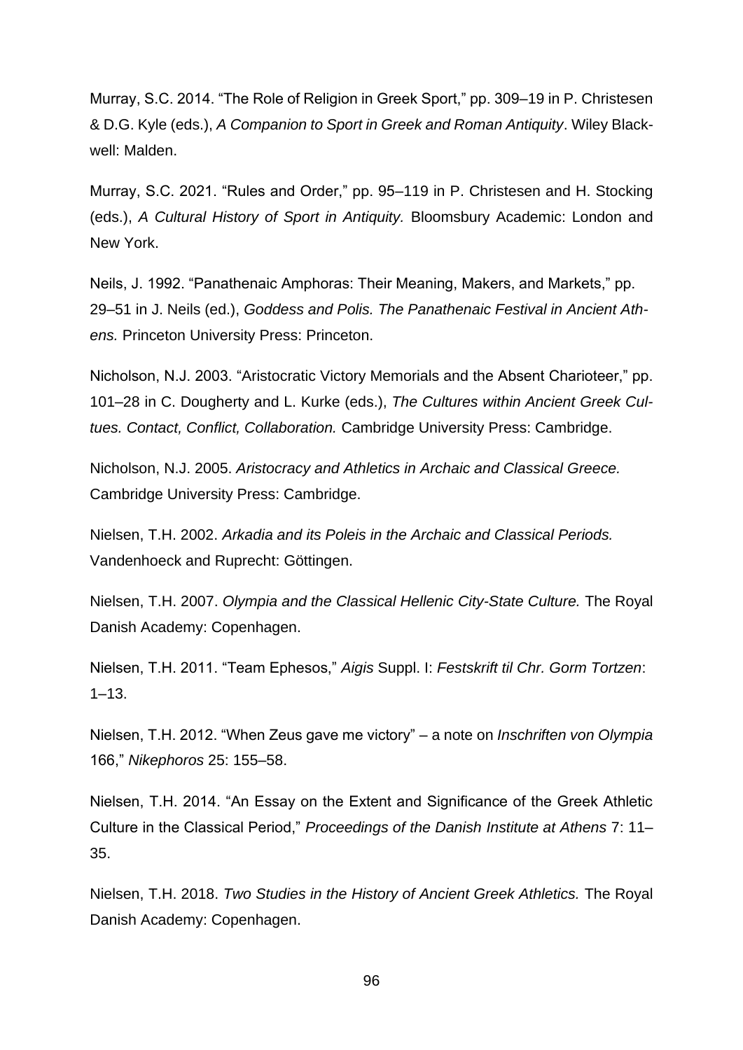Murray, S.C. 2014. "The Role of Religion in Greek Sport," pp. 309–19 in P. Christesen & D.G. Kyle (eds.), *A Companion to Sport in Greek and Roman Antiquity*. Wiley Blackwell: Malden.

Murray, S.C. 2021. "Rules and Order," pp. 95–119 in P. Christesen and H. Stocking (eds.), *A Cultural History of Sport in Antiquity.* Bloomsbury Academic: London and New York.

Neils, J. 1992. "Panathenaic Amphoras: Their Meaning, Makers, and Markets," pp. 29–51 in J. Neils (ed.), *Goddess and Polis. The Panathenaic Festival in Ancient Athens.* Princeton University Press: Princeton.

Nicholson, N.J. 2003. "Aristocratic Victory Memorials and the Absent Charioteer," pp. 101–28 in C. Dougherty and L. Kurke (eds.), *The Cultures within Ancient Greek Cultues. Contact, Conflict, Collaboration.* Cambridge University Press: Cambridge.

Nicholson, N.J. 2005. *Aristocracy and Athletics in Archaic and Classical Greece.* Cambridge University Press: Cambridge.

Nielsen, T.H. 2002. *Arkadia and its Poleis in the Archaic and Classical Periods.* Vandenhoeck and Ruprecht: Göttingen.

Nielsen, T.H. 2007. *Olympia and the Classical Hellenic City-State Culture.* The Royal Danish Academy: Copenhagen.

Nielsen, T.H. 2011. "Team Ephesos," *Aigis* Suppl. I: *Festskrift til Chr. Gorm Tortzen*: 1–13.

Nielsen, T.H. 2012. "When Zeus gave me victory" – a note on *Inschriften von Olympia* 166," *Nikephoros* 25: 155–58.

Nielsen, T.H. 2014. "An Essay on the Extent and Significance of the Greek Athletic Culture in the Classical Period," *Proceedings of the Danish Institute at Athens* 7: 11–35.

Nielsen, T.H. 2018. *Two Studies in the History of Ancient Greek Athletics.* The Royal Danish Academy: Copenhagen.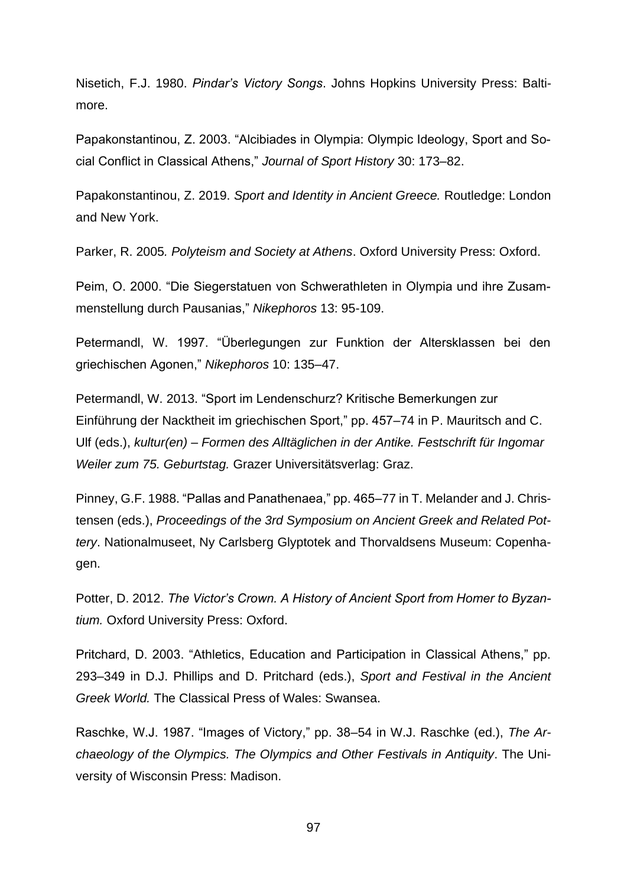Nisetich, F.J. 1980. *Pindar's Victory Songs*. Johns Hopkins University Press: Baltimore.

Papakonstantinou, Z. 2003. "Alcibiades in Olympia: Olympic Ideology, Sport and Social Conflict in Classical Athens," *Journal of Sport History* 30: 173–82.

Papakonstantinou, Z. 2019. *Sport and Identity in Ancient Greece.* Routledge: London and New York.

Parker, R. 2005*. Polyteism and Society at Athens*. Oxford University Press: Oxford.

Peim, O. 2000. "Die Siegerstatuen von Schwerathleten in Olympia und ihre Zusammenstellung durch Pausanias," *Nikephoros* 13: 95-109.

Petermandl, W. 1997. "Überlegungen zur Funktion der Altersklassen bei den griechischen Agonen," *Nikephoros* 10: 135–47.

Petermandl, W. 2013. "Sport im Lendenschurz? Kritische Bemerkungen zur Einführung der Nacktheit im griechischen Sport," pp. 457–74 in P. Mauritsch and C. Ulf (eds.), *kultur(en) – Formen des Alltäglichen in der Antike. Festschrift für Ingomar Weiler zum 75. Geburtstag.* Grazer Universitätsverlag: Graz.

Pinney, G.F. 1988. "Pallas and Panathenaea," pp. 465–77 in T. Melander and J. Christensen (eds.), *Proceedings of the 3rd Symposium on Ancient Greek and Related Pottery*. Nationalmuseet, Ny Carlsberg Glyptotek and Thorvaldsens Museum: Copenhagen.

Potter, D. 2012. *The Victor's Crown. A History of Ancient Sport from Homer to Byzantium.* Oxford University Press: Oxford.

Pritchard, D. 2003. "Athletics, Education and Participation in Classical Athens," pp. 293–349 in D.J. Phillips and D. Pritchard (eds.), *Sport and Festival in the Ancient Greek World.* The Classical Press of Wales: Swansea.

Raschke, W.J. 1987. "Images of Victory," pp. 38–54 in W.J. Raschke (ed.), *The Archaeology of the Olympics. The Olympics and Other Festivals in Antiquity*. The University of Wisconsin Press: Madison.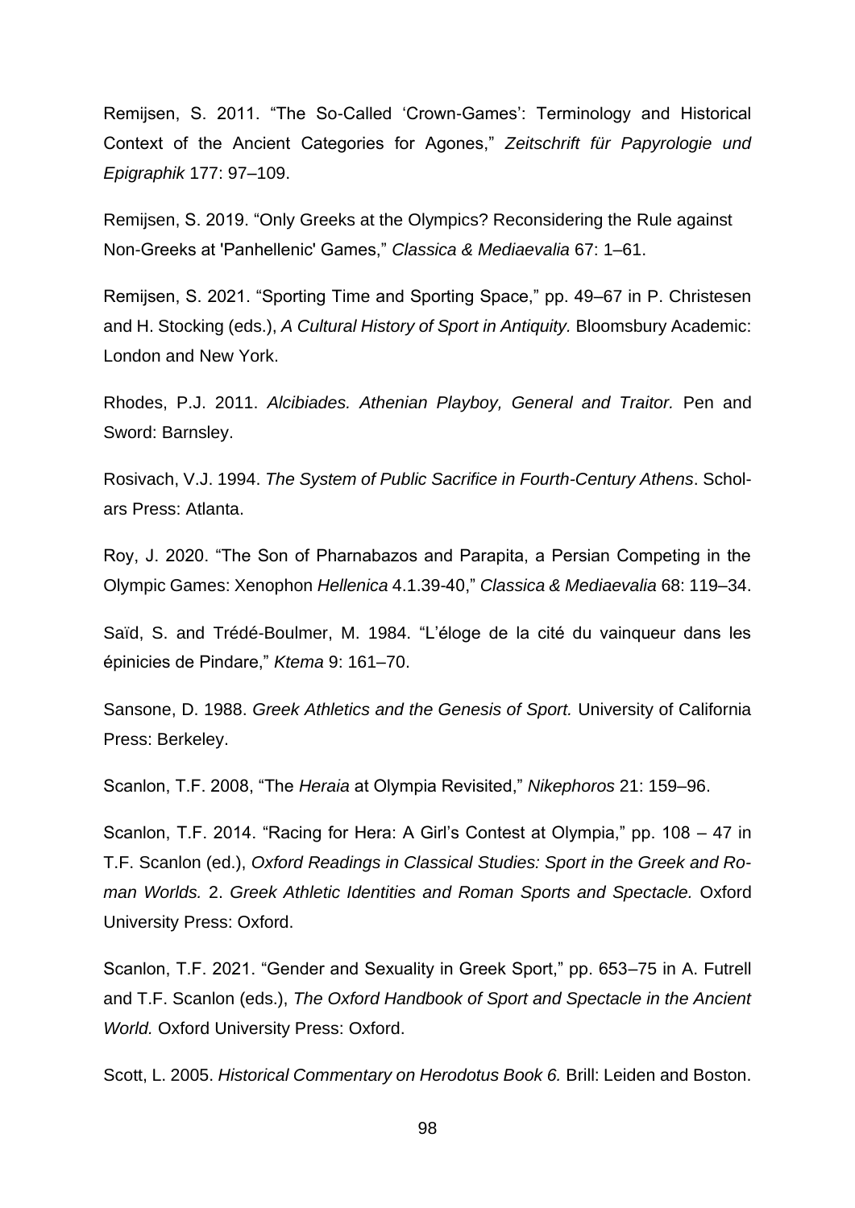Remijsen, S. 2011. “The So-Called ‘Crown-Games’: Terminology and Historical Context of the Ancient Categories for Agones,” *Zeitschrift für Papyrologie und Epigraphik* 177: 97–109.

Remijsen, S. 2019. “Only Greeks at the Olympics? Reconsidering the Rule against Non-Greeks at 'Panhellenic' Games,” *Classica & Mediaevalia* 67: 1–61.

Remijsen, S. 2021. “Sporting Time and Sporting Space,” pp. 49–67 in P. Christesen and H. Stocking (eds.), *A Cultural History of Sport in Antiquity.* Bloomsbury Academic: London and New York.

Rhodes, P.J. 2011. *Alcibiades. Athenian Playboy, General and Traitor.* Pen and Sword: Barnsley.

Rosivach, V.J. 1994. *The System of Public Sacrifice in Fourth-Century Athens*. Scholars Press: Atlanta.

Roy, J. 2020. “The Son of Pharnabazos and Parapita, a Persian Competing in the Olympic Games: Xenophon *Hellenica* 4.1.39-40,” *Classica & Mediaevalia* 68: 119–34.

Saïd, S. and Trédé-Boulmer, M. 1984. “L’éloge de la cité du vainqueur dans les épinicies de Pindare,” *Ktema* 9: 161–70.

Sansone, D. 1988. *Greek Athletics and the Genesis of Sport.* University of California Press: Berkeley.

Scanlon, T.F. 2008, “The *Heraia* at Olympia Revisited,” *Nikephoros* 21: 159–96.

Scanlon, T.F. 2014. “Racing for Hera: A Girl’s Contest at Olympia,” pp. 108 – 47 in T.F. Scanlon (ed.), *Oxford Readings in Classical Studies: Sport in the Greek and Roman Worlds.* 2. *Greek Athletic Identities and Roman Sports and Spectacle.* Oxford University Press: Oxford.

Scanlon, T.F. 2021. “Gender and Sexuality in Greek Sport,” pp. 653–75 in A. Futrell and T.F. Scanlon (eds.), *The Oxford Handbook of Sport and Spectacle in the Ancient World.* Oxford University Press: Oxford.

Scott, L. 2005. *Historical Commentary on Herodotus Book 6.* Brill: Leiden and Boston.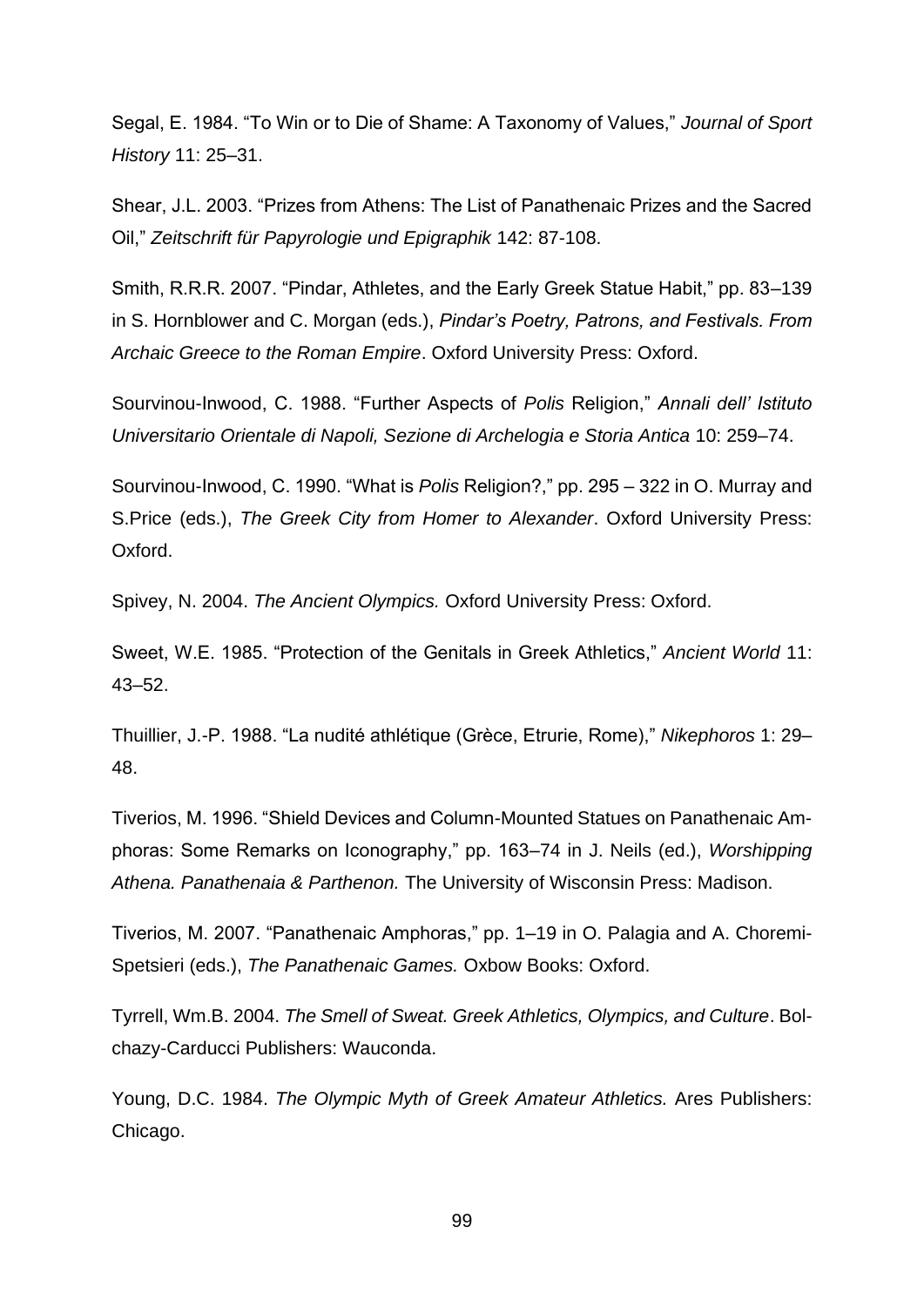Segal, E. 1984. “To Win or to Die of Shame: A Taxonomy of Values,” *Journal of Sport History* 11: 25–31.

Shear, J.L. 2003. “Prizes from Athens: The List of Panathenaic Prizes and the Sacred Oil,” *Zeitschrift für Papyrologie und Epigraphik* 142: 87-108.

Smith, R.R.R. 2007. “Pindar, Athletes, and the Early Greek Statue Habit,” pp. 83–139 in S. Hornblower and C. Morgan (eds.), *Pindar’s Poetry, Patrons, and Festivals. From Archaic Greece to the Roman Empire*. Oxford University Press: Oxford.

Sourvinou-Inwood, C. 1988. “Further Aspects of *Polis* Religion,” *Annali dell’ Istituto Universitario Orientale di Napoli, Sezione di Archelogia e Storia Antica* 10: 259–74.

Sourvinou-Inwood, C. 1990. “What is *Polis* Religion?,” pp. 295 – 322 in O. Murray and S.Price (eds.), *The Greek City from Homer to Alexander*. Oxford University Press: Oxford.

Spivey, N. 2004. *The Ancient Olympics.* Oxford University Press: Oxford.

Sweet, W.E. 1985. “Protection of the Genitals in Greek Athletics,” *Ancient World* 11: 43–52.

Thuillier, J.-P. 1988. “La nudité athlétique (Grèce, Etrurie, Rome),” *Nikephoros* 1: 29–48.

Tiverios, M. 1996. “Shield Devices and Column-Mounted Statues on Panathenaic Amphoras: Some Remarks on Iconography,” pp. 163–74 in J. Neils (ed.), *Worshipping Athena. Panathenaia & Parthenon.* The University of Wisconsin Press: Madison.

Tiverios, M. 2007. “Panathenaic Amphoras,” pp. 1–19 in O. Palagia and A. Choremi-Spetsieri (eds.), *The Panathenaic Games.* Oxbow Books: Oxford.

Tyrrell, Wm.B. 2004. *The Smell of Sweat. Greek Athletics, Olympics, and Culture*. Bolchazy-Carducci Publishers: Wauconda.

Young, D.C. 1984. *The Olympic Myth of Greek Amateur Athletics.* Ares Publishers: Chicago.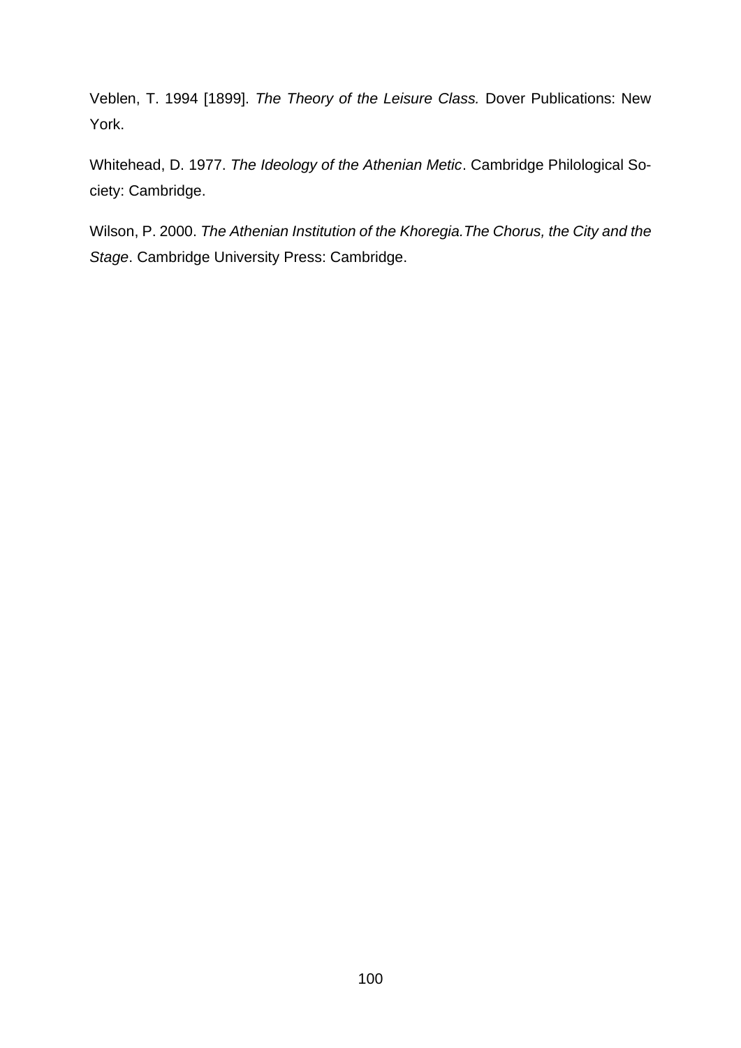Veblen, T. 1994 [1899]. *The Theory of the Leisure Class.* Dover Publications: New York.

Whitehead, D. 1977. *The Ideology of the Athenian Metic*. Cambridge Philological Society: Cambridge.

Wilson, P. 2000. *The Athenian Institution of the Khoregia.The Chorus, the City and the Stage*. Cambridge University Press: Cambridge.